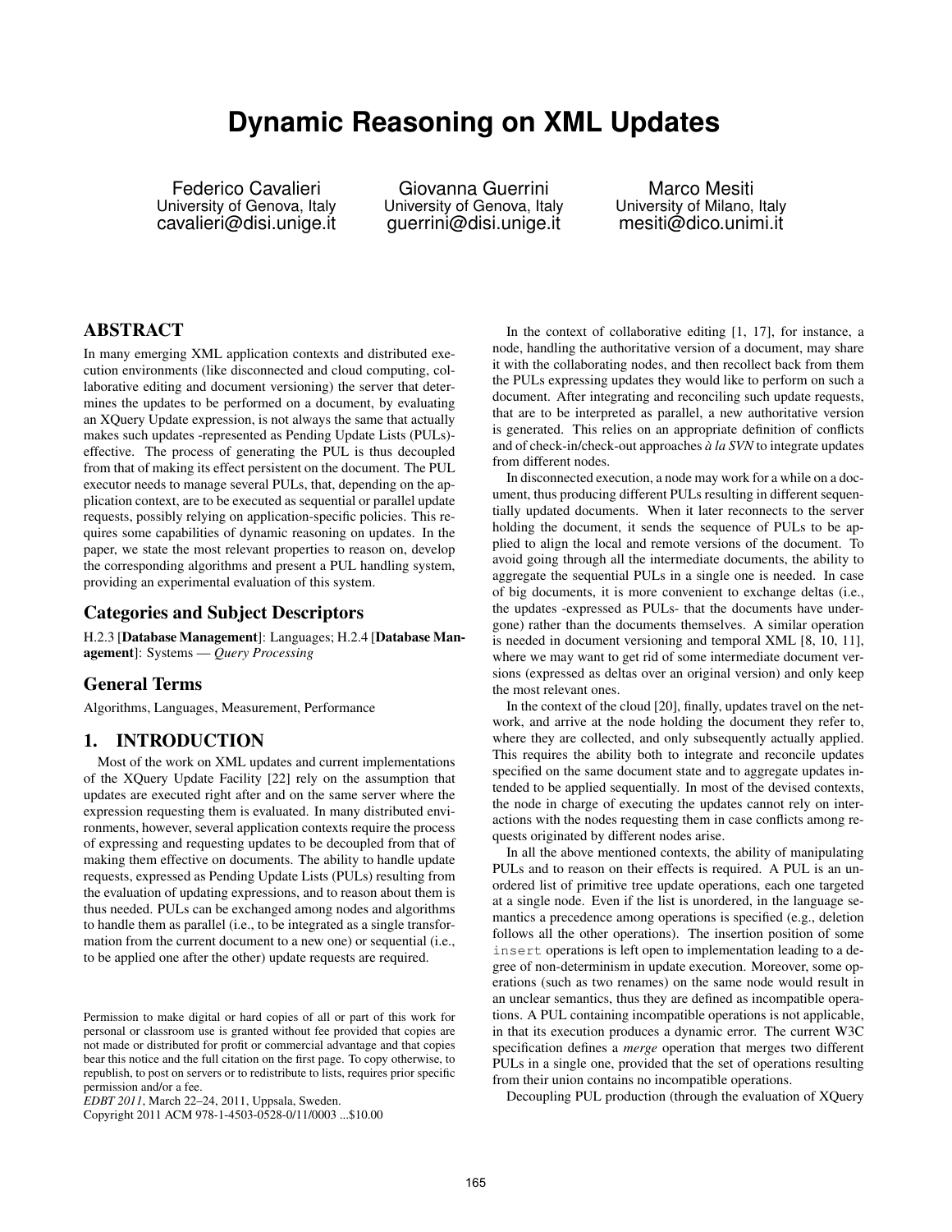# Dynamic Reasoning on XML Updates

Federico Cavalieri
University of Genova, Italy
cavalieri@disi.unige.it

Giovanna Guerrini
University of Genova, Italy
guerrini@disi.unige.it

Marco Mesiti
University of Milano, Italy
mesiti@dico.unimi.it

## ABSTRACT

In many emerging XML application contexts and distributed execution environments (like disconnected and cloud computing, collaborative editing and document versioning) the server that determines the updates to be performed on a document, by evaluating an XQuery Update expression, is not always the same that actually makes such updates -represented as Pending Update Lists (PULs)- effective. The process of generating the PUL is thus decoupled from that of making its effect persistent on the document. The PUL executor needs to manage several PULs, that, depending on the application context, are to be executed as sequential or parallel update requests, possibly relying on application-specific policies. This requires some capabilities of dynamic reasoning on updates. In the paper, we state the most relevant properties to reason on, develop the corresponding algorithms and present a PUL handling system, providing an experimental evaluation of this system.

## Categories and Subject Descriptors

H.2.3 [**Database Management**]: Languages; H.2.4 [**Database Management**]: Systems — *Query Processing*

## General Terms

Algorithms, Languages, Measurement, Performance

## 1. INTRODUCTION

Most of the work on XML updates and current implementations of the XQuery Update Facility [22] rely on the assumption that updates are executed right after and on the same server where the expression requesting them is evaluated. In many distributed environments, however, several application contexts require the process of expressing and requesting updates to be decoupled from that of making them effective on documents. The ability to handle update requests, expressed as Pending Update Lists (PULs) resulting from the evaluation of updating expressions, and to reason about them is thus needed. PULs can be exchanged among nodes and algorithms to handle them as parallel (i.e., to be integrated as a single transformation from the current document to a new one) or sequential (i.e., to be applied one after the other) update requests are required.

Permission to make digital or hard copies of all or part of this work for personal or classroom use is granted without fee provided that copies are not made or distributed for profit or commercial advantage and that copies bear this notice and the full citation on the first page. To copy otherwise, to republish, to post on servers or to redistribute to lists, requires prior specific permission and/or a fee.
*EDBT 2011*, March 22–24, 2011, Uppsala, Sweden.
Copyright 2011 ACM 978-1-4503-0528-0/11/0003 ...$10.00

In the context of collaborative editing [1, 17], for instance, a node, handling the authoritative version of a document, may share it with the collaborating nodes, and then recollect back from them the PULs expressing updates they would like to perform on such a document. After integrating and reconciling such update requests, that are to be interpreted as parallel, a new authoritative version is generated. This relies on an appropriate definition of conflicts and of check-in/check-out approaches *à la SVN* to integrate updates from different nodes.

In disconnected execution, a node may work for a while on a document, thus producing different PULs resulting in different sequentially updated documents. When it later reconnects to the server holding the document, it sends the sequence of PULs to be applied to align the local and remote versions of the document. To avoid going through all the intermediate documents, the ability to aggregate the sequential PULs in a single one is needed. In case of big documents, it is more convenient to exchange deltas (i.e., the updates -expressed as PULs- that the documents have undergone) rather than the documents themselves. A similar operation is needed in document versioning and temporal XML [8, 10, 11], where we may want to get rid of some intermediate document versions (expressed as deltas over an original version) and only keep the most relevant ones.

In the context of the cloud [20], finally, updates travel on the network, and arrive at the node holding the document they refer to, where they are collected, and only subsequently actually applied. This requires the ability both to integrate and reconcile updates specified on the same document state and to aggregate updates intended to be applied sequentially. In most of the devised contexts, the node in charge of executing the updates cannot rely on interactions with the nodes requesting them in case conflicts among requests originated by different nodes arise.

In all the above mentioned contexts, the ability of manipulating PULs and to reason on their effects is required. A PUL is an unordered list of primitive tree update operations, each one targeted at a single node. Even if the list is unordered, in the language semantics a precedence among operations is specified (e.g., deletion follows all the other operations). The insertion position of some `insert` operations is left open to implementation leading to a degree of non-determinism in update execution. Moreover, some operations (such as two renames) on the same node would result in an unclear semantics, thus they are defined as incompatible operations. A PUL containing incompatible operations is not applicable, in that its execution produces a dynamic error. The current W3C specification defines a *merge* operation that merges two different PULs in a single one, provided that the set of operations resulting from their union contains no incompatible operations.

Decoupling PUL production (through the evaluation of XQuery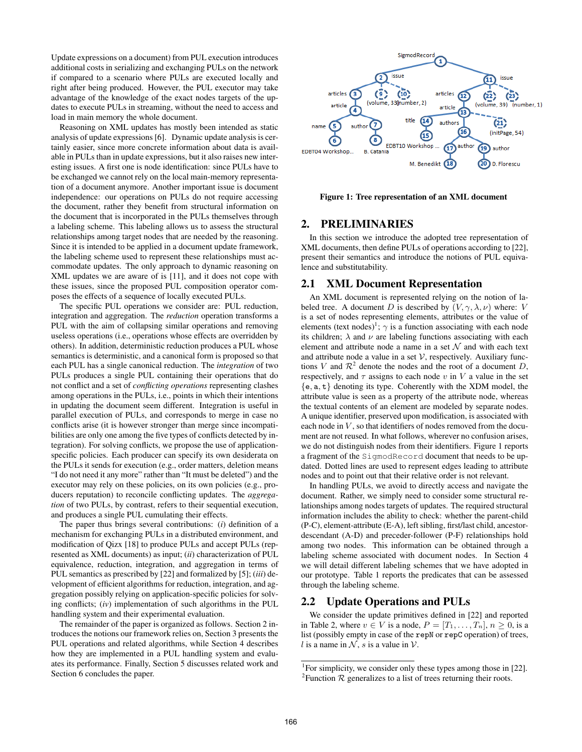Update expressions on a document) from PUL execution introduces additional costs in serializing and exchanging PULs on the network if compared to a scenario where PULs are executed locally and right after being produced. However, the PUL executor may take advantage of the knowledge of the exact nodes targets of the updates to execute PULs in streaming, without the need to access and load in main memory the whole document.

Reasoning on XML updates has mostly been intended as static analysis of update expressions [6]. Dynamic update analysis is certainly easier, since more concrete information about data is available in PULs than in update expressions, but it also raises new interesting issues. A first one is node identification: since PULs have to be exchanged we cannot rely on the local main-memory representation of a document anymore. Another important issue is document independence: our operations on PULs do not require accessing the document, rather they benefit from structural information on the document that is incorporated in the PULs themselves through a labeling scheme. This labeling allows us to assess the structural relationships among target nodes that are needed by the reasoning. Since it is intended to be applied in a document update framework, the labeling scheme used to represent these relationships must accommodate updates. The only approach to dynamic reasoning on XML updates we are aware of is [11], and it does not cope with these issues, since the proposed PUL composition operator composes the effects of a sequence of locally executed PULs.

The specific PUL operations we consider are: PUL reduction, integration and aggregation. The *reduction* operation transforms a PUL with the aim of collapsing similar operations and removing useless operations (i.e., operations whose effects are overridden by others). In addition, deterministic reduction produces a PUL whose semantics is deterministic, and a canonical form is proposed so that each PUL has a single canonical reduction. The *integration* of two PULs produces a single PUL containing their operations that do not conflict and a set of *conflicting operations* representing clashes among operations in the PULs, i.e., points in which their intentions in updating the document seem different. Integration is useful in parallel execution of PULs, and corresponds to merge in case no conflicts arise (it is however stronger than merge since incompatibilities are only one among the five types of conflicts detected by integration). For solving conflicts, we propose the use of application-specific policies. Each producer can specify its own desiderata on the PULs it sends for execution (e.g., order matters, deletion means "I do not need it any more" rather than "It must be deleted") and the executor may rely on these policies, on its own policies (e.g., producers reputation) to reconcile conflicting updates. The *aggregation* of two PULs, by contrast, refers to their sequential execution, and produces a single PUL cumulating their effects.

The paper thus brings several contributions: (*i*) definition of a mechanism for exchanging PULs in a distributed environment, and modification of Qizx [18] to produce PULs and accept PULs (represented as XML documents) as input; (*ii*) characterization of PUL equivalence, reduction, integration, and aggregation in terms of PUL semantics as prescribed by [22] and formalized by [5]; (*iii*) development of efficient algorithms for reduction, integration, and aggregation possibly relying on application-specific policies for solving conflicts; (*iv*) implementation of such algorithms in the PUL handling system and their experimental evaluation.

The remainder of the paper is organized as follows. Section 2 introduces the notions our framework relies on, Section 3 presents the PUL operations and related algorithms, while Section 4 describes how they are implemented in a PUL handling system and evaluates its performance. Finally, Section 5 discusses related work and Section 6 concludes the paper.

SigmodRecord
1
issue 2
issue 11
articles 3
9 (volume, 33)
10 (number, 2)
articles 12
22 (volume, 39)
23 (number, 1)
article 4
article 13
name 5
author 7
title 14
authors
21 (initPage, 54)
6 EDBT04 Workshop...
8 B. Catania
15 EDBT10 Workshop ...
16
17 author
19 author
M. Benedikt 18
20 D. Florescu

**Figure 1: Tree representation of an XML document**

## 2. PRELIMINARIES

In this section we introduce the adopted tree representation of XML documents, then define PULs of operations according to [22], present their semantics and introduce the notions of PUL equivalence and substitutability.

### 2.1 XML Document Representation

An XML document is represented relying on the notion of labeled tree. A document $D$ is described by $(V, \gamma, \lambda, \nu)$ where: $V$ is a set of nodes representing elements, attributes or the value of elements (text nodes)[1]; $\gamma$ is a function associating with each node its children; $\lambda$ and $\nu$ are labeling functions associating with each element and attribute node a name in a set $\mathcal{N}$ and with each text and attribute node a value in a set $\mathcal{V}$, respectively. Auxiliary functions $V$ and $\mathcal{R}$[2] denote the nodes and the root of a document $D$, respectively, and $\tau$ assigns to each node $v$ in $V$ a value in the set $\{\mathtt{e}, \mathtt{a}, \mathtt{t}\}$ denoting its type. Coherently with the XDM model, the attribute value is seen as a property of the attribute node, whereas the textual contents of an element are modeled by separate nodes. A unique identifier, preserved upon modification, is associated with each node in $V$, so that identifiers of nodes removed from the document are not reused. In what follows, wherever no confusion arises, we do not distinguish nodes from their identifiers. Figure 1 reports a fragment of the SigmodRecord document that needs to be updated. Dotted lines are used to represent edges leading to attribute nodes and to point out that their relative order is not relevant.

In handling PULs, we avoid to directly access and navigate the document. Rather, we simply need to consider some structural relationships among nodes targets of updates. The required structural information includes the ability to check: whether the parent-child (P-C), element-attribute (E-A), left sibling, first/last child, ancestor-descendant (A-D) and preceder-follower (P-F) relationships hold among two nodes. This information can be obtained through a labeling scheme associated with document nodes. In Section 4 we will detail different labeling schemes that we have adopted in our prototype. Table 1 reports the predicates that can be assessed through the labeling scheme.

### 2.2 Update Operations and PULs

We consider the update primitives defined in [22] and reported in Table 2, where $v \in V$ is a node, $P = [T_1, \ldots, T_n]$, $n \geq 0$, is a list (possibly empty in case of the repN or repC operation) of trees, $l$ is a name in $\mathcal{N}$, $s$ is a value in $\mathcal{V}$.

[1]For simplicity, we consider only these types among those in [22].
[2]Function $\mathcal{R}$ generalizes to a list of trees returning their roots.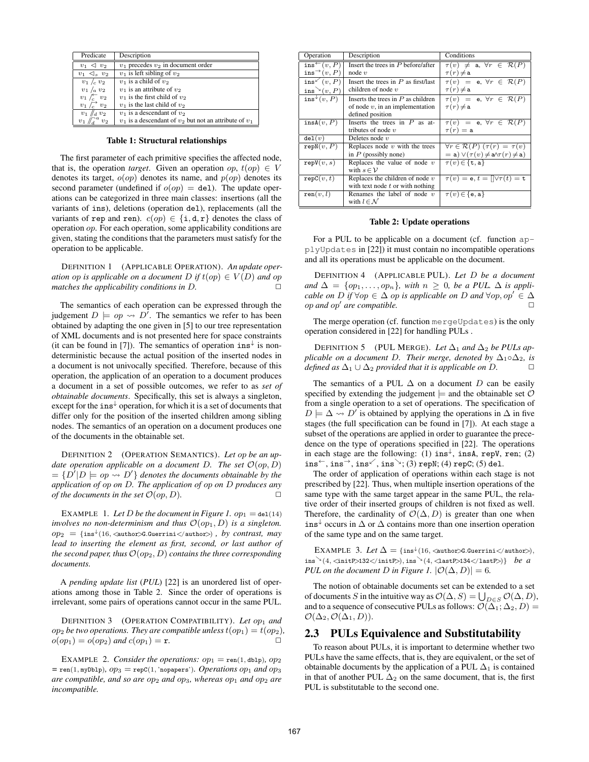| Predicate | Description |
|---|---|
| $v_1 \lhd v_2$ | $v_1$ precedes $v_2$ in document order |
| $v_1 \lhd_s v_2$ | $v_1$ is left sibling of $v_2$ |
| $v_1 /_c v_2$ | $v_1$ is a child of $v_2$ |
| $v_1 /_a v_2$ | $v_1$ is an attribute of $v_2$ |
| $v_1 /_c^{\leftarrow} v_2$ | $v_1$ is the first child of $v_2$ |
| $v_1 /_c^{\rightarrow} v_2$ | $v_1$ is the last child of $v_2$ |
| $v_1 //_d v_2$ | $v_1$ is a descendant of $v_2$ |
| $v_1 //_d^{\neg a} v_2$ | $v_1$ is a descendant of $v_2$ but not an attribute of $v_1$ |

**Table 1: Structural relationships**

The first parameter of each primitive specifies the affected node, that is, the operation *target*. Given an operation $op$, $t(op) \in V$ denotes its target, $o(op)$ denotes its name, and $p(op)$ denotes its second parameter (undefined if $o(op) = \texttt{del}$). The update operations can be categorized in three main classes: insertions (all the variants of ins), deletions (operation del), replacements (all the variants of rep and ren). $c(op) \in \{\texttt{i}, \texttt{d}, \texttt{r}\}$ denotes the class of operation $op$. For each operation, some applicability conditions are given, stating the conditions that the parameters must satisfy for the operation to be applicable.

DEFINITION 1 (APPLICABLE OPERATION). *An update operation op is applicable on a document D if $t(op) \in V(D)$ and op matches the applicability conditions in D.* □

The semantics of each operation can be expressed through the judgement $D \models op \rightsquigarrow D'$. The semantics we refer to has been obtained by adapting the one given in [5] to our tree representation of XML documents and is not presented here for space constraints (it can be found in [7]). The semantics of operation $\texttt{ins}^{\downarrow}$ is non-deterministic because the actual position of the inserted nodes in a document is not univocally specified. Therefore, because of this operation, the application of an operation to a document produces a document in a set of possible outcomes, we refer to as *set of obtainable documents*. Specifically, this set is always a singleton, except for the $\texttt{ins}^{\downarrow}$ operation, for which it is a set of documents that differ only for the position of the inserted children among sibling nodes. The semantics of an operation on a document produces one of the documents in the obtainable set.

DEFINITION 2 (OPERATION SEMANTICS). *Let op be an update operation applicable on a document D. The set $\mathcal{O}(op, D) = \{D' | D \models op \rightsquigarrow D'\}$ denotes the documents obtainable by the application of op on D. The application of op on D produces any of the documents in the set $\mathcal{O}(op, D)$.* □

EXAMPLE 1. *Let D be the document in Figure 1. $op_1 = \texttt{del}(14)$ involves no non-determinism and thus $\mathcal{O}(op_1, D)$ is a singleton. $op_2 = \{\texttt{ins}^{\downarrow}(16,$ <author>G.Guerrini</author>$)$, by contrast, may lead to inserting the element as first, second, or last author of the second paper, thus $\mathcal{O}(op_2, D)$ contains the three corresponding documents.*

A *pending update list* (*PUL*) [22] is an unordered list of operations among those in Table 2. Since the order of operations is irrelevant, some pairs of operations cannot occur in the same PUL.

DEFINITION 3 (OPERATION COMPATIBILITY). *Let $op_1$ and $op_2$ be two operations. They are compatible unless $t(op_1) = t(op_2)$, $o(op_1) = o(op_2)$ and $c(op_1) = \texttt{r}$.* □

EXAMPLE 2. *Consider the operations: $op_1 = \texttt{ren}(1, \texttt{dblp})$, $op_2 = \texttt{ren}(1, \texttt{myDblp})$, $op_3 = \texttt{repC}(1, \text{'nopapers'})$. Operations $op_1$ and $op_3$ are compatible, and so are $op_2$ and $op_3$, whereas $op_1$ and $op_2$ are incompatible.*

| Operation | Description | Conditions |
|---|---|---|
| $\texttt{ins}^{\leftarrow}(v, P)$ $\texttt{ins}^{\rightarrow}(v, P)$ | Insert the trees in $P$ before/after node $v$ | $\tau(v) \neq \texttt{a}$, $\forall r \in \mathcal{R}(P)$ $\tau(r) \neq \texttt{a}$ |
| $\texttt{ins}^{\swarrow}(v, P)$ $\texttt{ins}^{\searrow}(v, P)$ | Insert the trees in $P$ as first/last children of node $v$ | $\tau(v) = \texttt{e}$, $\forall r \in \mathcal{R}(P)$ $\tau(r) \neq \texttt{a}$ |
| $\texttt{ins}^{\downarrow}(v, P)$ | Inserts the trees in $P$ as children of node $v$, in an implementation defined position | $\tau(v) = \texttt{e}$, $\forall r \in \mathcal{R}(P)$ $\tau(r) \neq \texttt{a}$ |
| $\texttt{insA}(v, P)$ | Inserts the trees in $P$ as attributes of node $v$ | $\tau(v) = \texttt{e}$, $\forall r \in \mathcal{R}(P)$ $\tau(r) = \texttt{a}$ |
| $\texttt{del}(v)$ | Deletes node $v$ | |
| $\texttt{repN}(v, P)$ | Replaces node $v$ with the trees in $P$ (possibly none) | $\forall r \in \mathcal{R}(P)$ $(\tau(r) = \tau(v)$ $= \texttt{a}) \vee (\tau(v) \neq \texttt{a} \wedge \tau(r) \neq \texttt{a})$ |
| $\texttt{repV}(v, s)$ | Replaces the value of node $v$ with $s \in \mathcal{V}$ | $\tau(v) \in \{\texttt{t}, \texttt{a}\}$ |
| $\texttt{repC}(v, t)$ | Replaces the children of node $v$ with text node $t$ or with nothing | $\tau(v) = \texttt{e}$, $t = [] \vee \tau(t) = \texttt{t}$ |
| $\texttt{ren}(v, l)$ | Renames the label of node $v$ with $l \in \mathcal{N}$ | $\tau(v) \in \{\texttt{e}, \texttt{a}\}$ |

**Table 2: Update operations**

For a PUL to be applicable on a document (cf. function applyUpdates in [22]) it must contain no incompatible operations and all its operations must be applicable on the document.

DEFINITION 4 (APPLICABLE PUL). *Let D be a document and $\Delta = \{op_1, \ldots, op_n\}$, with $n \geq 0$, be a PUL. $\Delta$ is applicable on D if $\forall op \in \Delta$ op is applicable on D and $\forall op, op' \in \Delta$ op and $op'$ are compatible.* □

The merge operation (cf. function mergeUpdates) is the only operation considered in [22] for handling PULs .

DEFINITION 5 (PUL MERGE). *Let $\Delta_1$ and $\Delta_2$ be PULs applicable on a document D. Their merge, denoted by $\Delta_1 \circ \Delta_2$, is defined as $\Delta_1 \cup \Delta_2$ provided that it is applicable on D.* □

The semantics of a PUL $\Delta$ on a document $D$ can be easily specified by extending the judgement $\models$ and the obtainable set $\mathcal{O}$ from a single operation to a set of operations. The specification of $D \models \Delta \rightsquigarrow D'$ is obtained by applying the operations in $\Delta$ in five stages (the full specification can be found in [7]). At each stage a subset of the operations are applied in order to guarantee the precedence on the type of operations specified in [22]. The operations in each stage are the following: (1) $\texttt{ins}^{\downarrow}$, insA, repV, ren; (2) $\texttt{ins}^{\leftarrow}$, $\texttt{ins}^{\rightarrow}$, $\texttt{ins}^{\swarrow}$, $\texttt{ins}^{\searrow}$; (3) repN; (4) repC; (5) del.

The order of application of operations within each stage is not prescribed by [22]. Thus, when multiple insertion operations of the same type with the same target appear in the same PUL, the relative order of their inserted groups of children is not fixed as well. Therefore, the cardinality of $\mathcal{O}(\Delta, D)$ is greater than one when $\texttt{ins}^{\downarrow}$ occurs in $\Delta$ or $\Delta$ contains more than one insertion operation of the same type and on the same target.

EXAMPLE 3. *Let $\Delta = \{\texttt{ins}^{\downarrow}(16,$ <author>G.Guerrini</author>$)$, $\texttt{ins}^{\searrow}(4,$ <initP>132</initP>$)$, $\texttt{ins}^{\searrow}(4,$ <lastP>134</lastP>$)\}$ be a PUL on the document D in Figure 1. $|\mathcal{O}(\Delta, D)| = 6$.*

The notion of obtainable documents set can be extended to a set of documents $S$ in the intuitive way as $\mathcal{O}(\Delta, S) = \bigcup_{D \in S} \mathcal{O}(\Delta, D)$, and to a sequence of consecutive PULs as follows: $\mathcal{O}(\Delta_1; \Delta_2, D) = \mathcal{O}(\Delta_2, \mathcal{O}(\Delta_1, D))$.

## 2.3 PULs Equivalence and Substitutability

To reason about PULs, it is important to determine whether two PULs have the same effects, that is, they are equivalent, or the set of obtainable documents by the application of a PUL $\Delta_1$ is contained in that of another PUL $\Delta_2$ on the same document, that is, the first PUL is substitutable to the second one.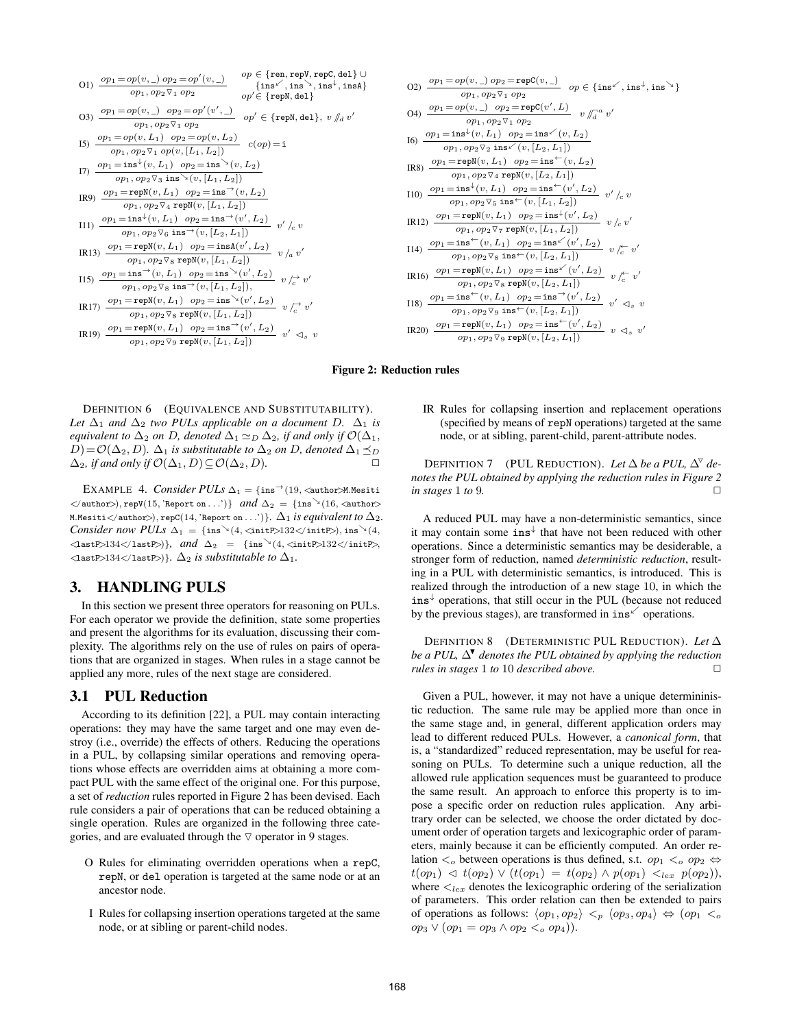O1) $\dfrac{op_1 = op(v,\_)\ op_2 = op'(v,\_)}{op_1, op_2 \triangledown_1\ op_2}$ $\quad op \in \{\texttt{ren}, \texttt{repV}, \texttt{repC}, \texttt{del}\} \cup \{\texttt{ins}^{\swarrow}, \texttt{ins}^{\searrow}, \texttt{ins}^{\downarrow}, \texttt{insA}\}$, $op' \in \{\texttt{repN}, \texttt{del}\}$

O2) $\dfrac{op_1 = op(v,\_)\ op_2 = \texttt{repC}(v,\_)}{op_1, op_2 \triangledown_1\ op_2}$ $\quad op \in \{\texttt{ins}^{\swarrow}, \texttt{ins}^{\downarrow}, \texttt{ins}^{\searrow}\}$

O3) $\dfrac{op_1 = op(v,\_)\quad op_2 = op'(v',\_)}{op_1, op_2 \triangledown_1\ op_2}$ $\quad op' \in \{\texttt{repN}, \texttt{del}\},\ v \not\!/\!\!/_d\, v'$

O4) $\dfrac{op_1 = op(v,\_)\ op_2 = \texttt{repC}(v', L)}{op_1, op_2 \triangledown_1\ op_2}$ $\quad v \not\!/\!\!/_d^a\, v'$

I5) $\dfrac{op_1 = op(v, L_1)\quad op_2 = op(v, L_2)}{op_1, op_2 \triangledown_1\ op(v, [L_1, L_2])}$ $\quad c(op) = \texttt{i}$

I6) $\dfrac{op_1 = \texttt{ins}^{\downarrow}(v, L_1)\quad op_2 = \texttt{ins}^{\swarrow}(v, L_2)}{op_1, op_2 \triangledown_2\ \texttt{ins}^{\swarrow}(v, [L_2, L_1])}$

I7) $\dfrac{op_1 = \texttt{ins}^{\downarrow}(v, L_1)\quad op_2 = \texttt{ins}^{\searrow}(v, L_2)}{op_1, op_2 \triangledown_3\ \texttt{ins}^{\searrow}(v, [L_1, L_2])}$

IR8) $\dfrac{op_1 = \texttt{repN}(v, L_1)\quad op_2 = \texttt{ins}^{\leftarrow}(v, L_2)}{op_1, op_2 \triangledown_4\ \texttt{repN}(v, [L_2, L_1])}$

IR9) $\dfrac{op_1 = \texttt{repN}(v, L_1)\quad op_2 = \texttt{ins}^{\rightarrow}(v, L_2)}{op_1, op_2 \triangledown_4\ \texttt{repN}(v, [L_1, L_2])}$

I10) $\dfrac{op_1 = \texttt{ins}^{\downarrow}(v, L_1)\quad op_2 = \texttt{ins}^{\leftarrow}(v', L_2)}{op_1, op_2 \triangledown_5\ \texttt{ins}^{\leftarrow}(v, [L_1, L_2])}$ $\quad v' /_c\, v$

I11) $\dfrac{op_1 = \texttt{ins}^{\downarrow}(v, L_1)\quad op_2 = \texttt{ins}^{\rightarrow}(v', L_2)}{op_1, op_2 \triangledown_6\ \texttt{ins}^{\rightarrow}(v, [L_2, L_1])}$ $\quad v' /_c\, v$

IR12) $\dfrac{op_1 = \texttt{repN}(v, L_1)\quad op_2 = \texttt{ins}^{\downarrow}(v', L_2)}{op_1, op_2 \triangledown_7\ \texttt{repN}(v, [L_1, L_2])}$ $\quad v /_c\, v'$

IR13) $\dfrac{op_1 = \texttt{repN}(v, L_1)\quad op_2 = \texttt{insA}(v', L_2)}{op_1, op_2 \triangledown_8\ \texttt{repN}(v, [L_1, L_2])}$ $\quad v /_a\, v'$

I14) $\dfrac{op_1 = \texttt{ins}^{\leftarrow}(v, L_1)\quad op_2 = \texttt{ins}^{\swarrow}(v', L_2)}{op_1, op_2 \triangledown_8\ \texttt{ins}^{\leftarrow}(v, [L_2, L_1])}$ $\quad v \overset{\leftarrow}{/_c}\, v'$

I15) $\dfrac{op_1 = \texttt{ins}^{\rightarrow}(v, L_1)\quad op_2 = \texttt{ins}^{\searrow}(v', L_2)}{op_1, op_2 \triangledown_8\ \texttt{ins}^{\rightarrow}(v, [L_1, L_2]),}$ $\quad v \overset{\rightarrow}{/_c}\, v'$

IR16) $\dfrac{op_1 = \texttt{repN}(v, L_1)\quad op_2 = \texttt{ins}^{\swarrow}(v', L_2)}{op_1, op_2 \triangledown_8\ \texttt{repN}(v, [L_2, L_1])}$ $\quad v \overset{\leftarrow}{/_c}\, v'$

IR17) $\dfrac{op_1 = \texttt{repN}(v, L_1)\quad op_2 = \texttt{ins}^{\searrow}(v', L_2)}{op_1, op_2 \triangledown_8\ \texttt{repN}(v, [L_1, L_2])}$ $\quad v \overset{\rightarrow}{/_c}\, v'$

I18) $\dfrac{op_1 = \texttt{ins}^{\leftarrow}(v, L_1)\quad op_2 = \texttt{ins}^{\rightarrow}(v', L_2)}{op_1, op_2 \triangledown_9\ \texttt{ins}^{\leftarrow}(v, [L_2, L_1])}$ $\quad v' \lhd_s\, v$

IR19) $\dfrac{op_1 = \texttt{repN}(v, L_1)\quad op_2 = \texttt{ins}^{\rightarrow}(v', L_2)}{op_1, op_2 \triangledown_9\ \texttt{repN}(v, [L_1, L_2])}$ $\quad v' \lhd_s\, v$

IR20) $\dfrac{op_1 = \texttt{repN}(v, L_1)\quad op_2 = \texttt{ins}^{\leftarrow}(v', L_2)}{op_1, op_2 \triangledown_9\ \texttt{repN}(v, [L_2, L_1])}$ $\quad v \lhd_s\, v'$

**Figure 2: Reduction rules**

DEFINITION 6 (EQUIVALENCE AND SUBSTITUTABILITY). *Let $\Delta_1$ and $\Delta_2$ two PULs applicable on a document D. $\Delta_1$ is equivalent to $\Delta_2$ on D, denoted $\Delta_1 \simeq_D \Delta_2$, if and only if $\mathcal{O}(\Delta_1, D) = \mathcal{O}(\Delta_2, D)$. $\Delta_1$ is substitutable to $\Delta_2$ on D, denoted $\Delta_1 \preceq_D \Delta_2$, if and only if $\mathcal{O}(\Delta_1, D) \subseteq \mathcal{O}(\Delta_2, D)$.* □

EXAMPLE 4. *Consider PULs $\Delta_1$ = {$\texttt{ins}^{\rightarrow}$(19, <author>M.Mesiti </author>), repV(15, 'Report on ...')} and $\Delta_2$ = {$\texttt{ins}^{\searrow}$(16, <author> M.Mesiti</author>), repC(14, 'Report on ...')}. $\Delta_1$ is equivalent to $\Delta_2$. Consider now PULs $\Delta_1$ = {$\texttt{ins}^{\searrow}$(4, <initP>132</initP>), $\texttt{ins}^{\searrow}$(4, <lastP>134</lastP>)}, and $\Delta_2$ = {$\texttt{ins}^{\searrow}$(4, <initP>132</initP>, <lastP>134</lastP>)}. $\Delta_2$ is substitutable to $\Delta_1$.*

## 3. HANDLING PULS

In this section we present three operators for reasoning on PULs. For each operator we provide the definition, state some properties and present the algorithms for its evaluation, discussing their complexity. The algorithms rely on the use of rules on pairs of operations that are organized in stages. When rules in a stage cannot be applied any more, rules of the next stage are considered.

### 3.1 PUL Reduction

According to its definition [22], a PUL may contain interacting operations: they may have the same target and one may even destroy (i.e., override) the effects of others. Reducing the operations in a PUL, by collapsing similar operations and removing operations whose effects are overridden aims at obtaining a more compact PUL with the same effect of the original one. For this purpose, a set of *reduction* rules reported in Figure 2 has been devised. Each rule considers a pair of operations that can be reduced obtaining a single operation. Rules are organized in the following three categories, and are evaluated through the $\triangledown$ operator in 9 stages.

- O Rules for eliminating overridden operations when a repC, repN, or del operation is targeted at the same node or at an ancestor node.
- I Rules for collapsing insertion operations targeted at the same node, or at sibling or parent-child nodes.
- IR Rules for collapsing insertion and replacement operations (specified by means of repN operations) targeted at the same node, or at sibling, parent-child, parent-attribute nodes.

DEFINITION 7 (PUL REDUCTION). *Let $\Delta$ be a PUL, $\Delta^{\triangledown}$ denotes the PUL obtained by applying the reduction rules in Figure 2 in stages 1 to 9.* □

A reduced PUL may have a non-deterministic semantics, since it may contain some $\texttt{ins}^{\downarrow}$ that have not been reduced with other operations. Since a deterministic semantics may be desiderable, a stronger form of reduction, named *deterministic reduction*, resulting in a PUL with deterministic semantics, is introduced. This is realized through the introduction of a new stage 10, in which the $\texttt{ins}^{\downarrow}$ operations, that still occur in the PUL (because not reduced by the previous stages), are transformed in $\texttt{ins}^{\swarrow}$ operations.

DEFINITION 8 (DETERMINISTIC PUL REDUCTION). *Let $\Delta$ be a PUL, $\Delta^{\blacktriangledown}$ denotes the PUL obtained by applying the reduction rules in stages 1 to 10 described above.* □

Given a PUL, however, it may not have a unique determininistic reduction. The same rule may be applied more than once in the same stage and, in general, different application orders may lead to different reduced PULs. However, a *canonical form*, that is, a "standardized" reduced representation, may be useful for reasoning on PULs. To determine such a unique reduction, all the allowed rule application sequences must be guaranteed to produce the same result. An approach to enforce this property is to impose a specific order on reduction rules application. Any arbitrary order can be selected, we choose the order dictated by document order of operation targets and lexicographic order of parameters, mainly because it can be efficiently computed. An order relation $<_o$ between operations is thus defined, s.t. $op_1 <_o op_2 \Leftrightarrow t(op_1) \lhd t(op_2) \vee (t(op_1) = t(op_2) \wedge p(op_1) <_{lex} p(op_2))$, where $<_{lex}$ denotes the lexicographic ordering of the serialization of parameters. This order relation can then be extended to pairs of operations as follows: $\langle op_1, op_2\rangle <_p \langle op_3, op_4\rangle \Leftrightarrow (op_1 <_o op_3 \vee (op_1 = op_3 \wedge op_2 <_o op_4))$.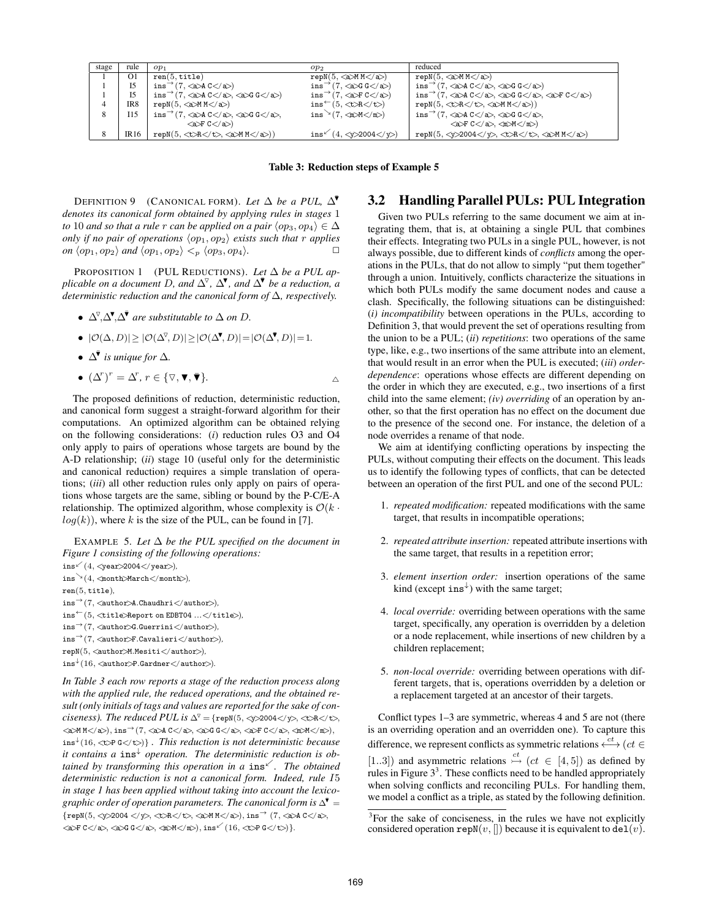| stage | rule | $op_1$ | $op_2$ | reduced |
|---|---|---|---|---|
| 1 | O1 | ren(5, title) | repN(5, <a>M M</a>) | repN(5, <a>M M</a>) |
| 1 | I5 | $\mathtt{ins}^{\rightarrow}$(7, <a>A C</a>) | $\mathtt{ins}^{\rightarrow}$(7, <a>G G</a>) | $\mathtt{ins}^{\rightarrow}$(7, <a>A C</a>, <a>G G</a>) |
| 1 | I5 | $\mathtt{ins}^{\rightarrow}$(7, <a>A C</a>, <a>G G</a>) | $\mathtt{ins}^{\rightarrow}$(7, <a>F C</a>) | $\mathtt{ins}^{\rightarrow}$(7, <a>A C</a>, <a>G G</a>, <a>F C</a>) |
| 4 | IR8 | repN(5, <a>M M</a>) | $\mathtt{ins}^{\leftarrow}$(5, <t>R</t>) | repN(5, <t>R</t>, <a>M M</a>)) |
| 8 | I15 | $\mathtt{ins}^{\rightarrow}$(7, <a>A C</a>, <a>G G</a>, <a>F C</a>) | $\mathtt{ins}^{\searrow}$(7, <m>M</m>) | $\mathtt{ins}^{\rightarrow}$(7, <a>A C</a>, <a>G G</a>, <a>F C</a>, <m>M</m>) |
| 8 | IR16 | repN(5, <t>R</t>, <a>M M</a>)) | $\mathtt{ins}^{\swarrow}$(4, <y>2004</y>) | repN(5, <y>2004</y>, <t>R</t>, <a>M M</a>) |

**Table 3: Reduction steps of Example 5**

DEFINITION 9 (CANONICAL FORM). *Let $\Delta$ be a PUL, $\bar{\Delta}^{\blacktriangledown}$ denotes its canonical form obtained by applying rules in stages 1 to 10 and so that a rule $r$ can be applied on a pair $\langle op_3, op_4\rangle \in \Delta$ only if no pair of operations $\langle op_1, op_2\rangle$ exists such that $r$ applies on $\langle op_1, op_2\rangle$ and $\langle op_1, op_2\rangle <_p \langle op_3, op_4\rangle$.* □

PROPOSITION 1 (PUL REDUCTIONS). *Let $\Delta$ be a PUL applicable on a document $D$, and $\Delta^{\triangledown}$, $\Delta^{\blacktriangledown}$, and $\Delta^{\bar{\blacktriangledown}}$ be a reduction, a deterministic reduction and the canonical form of $\Delta$, respectively.*

- *$\Delta^{\triangledown}$,$\Delta^{\blacktriangledown}$,$\Delta^{\bar{\blacktriangledown}}$ are substitutable to $\Delta$ on $D$.*
- $|\mathcal{O}(\Delta, D)| \geq |\mathcal{O}(\Delta^{\triangledown}, D)| \geq |\mathcal{O}(\Delta^{\blacktriangledown}, D)| = |\mathcal{O}(\Delta^{\bar{\blacktriangledown}}, D)| = 1.$
- *$\Delta^{\bar{\blacktriangledown}}$ is unique for $\Delta$.*
- $(\Delta^r)^r = \Delta^r$, $r \in \{\triangledown, \blacktriangledown, \bar{\blacktriangledown}\}$. △

The proposed definitions of reduction, deterministic reduction, and canonical form suggest a straight-forward algorithm for their computations. An optimized algorithm can be obtained relying on the following considerations: (*i*) reduction rules O3 and O4 only apply to pairs of operations whose targets are bound by the A-D relationship; (*ii*) stage 10 (useful only for the deterministic and canonical reduction) requires a simple translation of operations; (*iii*) all other reduction rules only apply on pairs of operations whose targets are the same, sibling or bound by the P-C/E-A relationship. The optimized algorithm, whose complexity is $\mathcal{O}(k \cdot log(k))$, where $k$ is the size of the PUL, can be found in [7].

EXAMPLE 5. *Let $\Delta$ be the PUL specified on the document in Figure 1 consisting of the following operations:*
$\mathtt{ins}^{\swarrow}$(4, <year>2004</year>),
$\mathtt{ins}^{\searrow}$(4, <month>March</month>),
ren(5, title),
$\mathtt{ins}^{\rightarrow}$(7, <author>A.Chaudhri</author>),
$\mathtt{ins}^{\leftarrow}$(5, <title>Report on EDBT04 ...</title>),
$\mathtt{ins}^{\rightarrow}$(7, <author>G.Guerrini</author>),
$\mathtt{ins}^{\rightarrow}$(7, <author>F.Cavalieri</author>),
repN(5, <author>M.Mesiti</author>),
$\mathtt{ins}^{\downarrow}$(16, <author>P.Gardner</author>).

*In Table 3 each row reports a stage of the reduction process along with the applied rule, the reduced operations, and the obtained result (only initials of tags and values are reported for the sake of conciseness). The reduced PUL is $\Delta^{\triangledown}$ = {repN(5, <y>2004</y>, <t>R</t>, <a>M M</a>), $\mathtt{ins}^{\rightarrow}$(7, <a>A C</a>, <a>G G</a>, <a>F C</a>, <m>M</m>), $\mathtt{ins}^{\downarrow}$(16, <t>P G</t>)} . This reduction is not deterministic because it contains a $\mathtt{ins}^{\downarrow}$ operation. The deterministic reduction is obtained by transforming this operation in a $\mathtt{ins}^{\swarrow}$. The obtained deterministic reduction is not a canonical form. Indeed, rule I5 in stage 1 has been applied without taking into account the lexicographic order of operation parameters. The canonical form is $\Delta^{\bar{\blacktriangledown}}$ = {repN(5, <y>2004 </y>, <t>R</t>, <a>M M</a>), $\mathtt{ins}^{\rightarrow}$ (7, <a>A C</a>, <a>F C</a>, <a>G G</a>, <m>M</m>), $\mathtt{ins}^{\swarrow}$ (16, <t>P G</t>)}.*

## 3.2 Handling Parallel PULs: PUL Integration

Given two PULs referring to the same document we aim at integrating them, that is, at obtaining a single PUL that combines their effects. Integrating two PULs in a single PUL, however, is not always possible, due to different kinds of *conflicts* among the operations in the PULs, that do not allow to simply "put them together" through a union. Intuitively, conflicts characterize the situations in which both PULs modify the same document nodes and cause a clash. Specifically, the following situations can be distinguished: (*i*) *incompatibility* between operations in the PULs, according to Definition 3, that would prevent the set of operations resulting from the union to be a PUL; (*ii*) *repetitions*: two operations of the same type, like, e.g., two insertions of the same attribute into an element, that would result in an error when the PUL is executed; (*iii*) *order-dependence*: operations whose effects are different depending on the order in which they are executed, e.g., two insertions of a first child into the same element; *(iv) overriding* of an operation by another, so that the first operation has no effect on the document due to the presence of the second one. For instance, the deletion of a node overrides a rename of that node.

We aim at identifying conflicting operations by inspecting the PULs, without computing their effects on the document. This leads us to identify the following types of conflicts, that can be detected between an operation of the first PUL and one of the second PUL:

1. *repeated modification:* repeated modifications with the same target, that results in incompatible operations;
2. *repeated attribute insertion:* repeated attribute insertions with the same target, that results in a repetition error;
3. *element insertion order:* insertion operations of the same kind (except $\mathtt{ins}^{\downarrow}$) with the same target;
4. *local override:* overriding between operations with the same target, specifically, any operation is overridden by a deletion or a node replacement, while insertions of new children by a children replacement;
5. *non-local override:* overriding between operations with different targets, that is, operations overridden by a deletion or a replacement targeted at an ancestor of their targets.

Conflict types 1–3 are symmetric, whereas 4 and 5 are not (there is an overriding operation and an overridden one). To capture this difference, we represent conflicts as symmetric relations $\overset{ct}{\longleftrightarrow}$ ($ct \in [1..3]$) and asymmetric relations $\overset{ct}{\rightarrowtail}$ ($ct \in [4, 5]$) as defined by rules in Figure 3[3]. These conflicts need to be handled appropriately when solving conflicts and reconciling PULs. For handling them, we model a conflict as a triple, as stated by the following definition.

[3]For the sake of conciseness, in the rules we have not explicitly considered operation repN($v$, []) because it is equivalent to del($v$).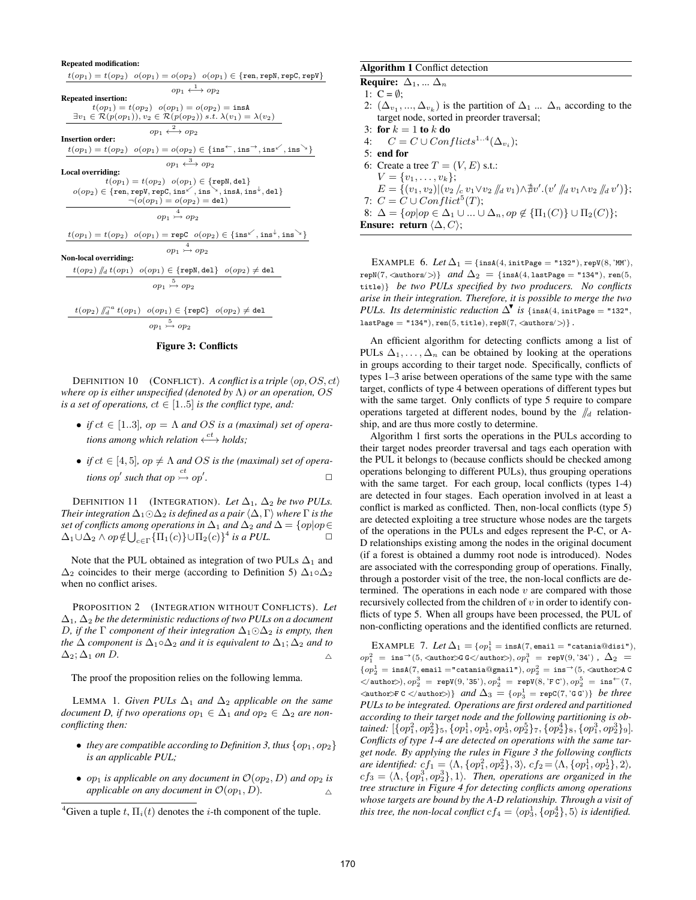**Repeated modification:**

$$\frac{t(op_1) = t(op_2) \quad o(op_1) = o(op_2) \quad o(op_1) \in \{\texttt{ren}, \texttt{repN}, \texttt{repC}, \texttt{repV}\}}{op_1 \overset{1}{\longleftrightarrow} op_2}$$

**Repeated insertion:**

$$\frac{t(op_1) = t(op_2) \quad o(op_1) = o(op_2) = \texttt{insA} \quad \exists v_1 \in \mathcal{R}(p(op_1)), v_2 \in \mathcal{R}(p(op_2)) \; s.t. \; \lambda(v_1) = \lambda(v_2)}{op_1 \overset{2}{\longleftrightarrow} op_2}$$

**Insertion order:**

$$\frac{t(op_1) = t(op_2) \quad o(op_1) = o(op_2) \in \{\texttt{ins}^{\leftarrow}, \texttt{ins}^{\rightarrow}, \texttt{ins}^{\swarrow}, \texttt{ins}^{\searrow}\}}{op_1 \overset{3}{\longleftrightarrow} op_2}$$

**Local overriding:**

$$\frac{t(op_1) = t(op_2) \quad o(op_1) \in \{\texttt{repN}, \texttt{del}\} \quad o(op_2) \in \{\texttt{ren}, \texttt{repV}, \texttt{repC}, \texttt{ins}^{\swarrow}, \texttt{ins}^{\searrow}, \texttt{insA}, \texttt{ins}^{\downarrow}, \texttt{del}\} \quad \neg(o(op_1) = o(op_2) = \texttt{del})}{op_1 \overset{4}{\rightarrowtail} op_2}$$

$$\frac{t(op_1) = t(op_2) \quad o(op_1) = \texttt{repC} \quad o(op_2) \in \{\texttt{ins}^{\swarrow}, \texttt{ins}^{\downarrow}, \texttt{ins}^{\searrow}\}}{op_1 \overset{4}{\rightarrowtail} op_2}$$

**Non-local overriding:**

$$\frac{t(op_2) \,/\!\!/_d\, t(op_1) \quad o(op_1) \in \{\texttt{repN}, \texttt{del}\} \quad o(op_2) \neq \texttt{del}}{op_1 \overset{5}{\rightarrowtail} op_2}$$

$$\frac{t(op_2) \,/\!\!/_d^a\, t(op_1) \quad o(op_1) \in \{\texttt{repC}\} \quad o(op_2) \neq \texttt{del}}{op_1 \overset{5}{\rightarrowtail} op_2}$$

**Figure 3: Conflicts**

DEFINITION 10 (CONFLICT). *A conflict is a triple $\langle op, OS, ct\rangle$ where op is either unspecified (denoted by $\Lambda$) or an operation, $OS$ is a set of operations, $ct \in [1..5]$ is the conflict type, and:*

- *if $ct \in [1..3]$, $op = \Lambda$ and $OS$ is a (maximal) set of operations among which relation $\overset{ct}{\longleftrightarrow}$ holds;*
- *if $ct \in [4, 5]$, $op \neq \Lambda$ and $OS$ is the (maximal) set of operations $op'$ such that $op \overset{ct}{\rightarrowtail} op'$.* □

DEFINITION 11 (INTEGRATION). *Let $\Delta_1$, $\Delta_2$ be two PULs. Their integration $\Delta_1 \odot \Delta_2$ is defined as a pair $\langle \Delta, \Gamma\rangle$ where $\Gamma$ is the set of conflicts among operations in $\Delta_1$ and $\Delta_2$ and $\Delta = \{op | op \in \Delta_1 \cup \Delta_2 \wedge op \notin \bigcup_{c\in\Gamma}\{\Pi_1(c)\} \cup \Pi_2(c)\}$[4] is a PUL.* □

Note that the PUL obtained as integration of two PULs $\Delta_1$ and $\Delta_2$ coincides to their merge (according to Definition 5) $\Delta_1 \circ \Delta_2$ when no conflict arises.

PROPOSITION 2 (INTEGRATION WITHOUT CONFLICTS). *Let $\Delta_1$, $\Delta_2$ be the deterministic reductions of two PULs on a document D, if the $\Gamma$ component of their integration $\Delta_1 \odot \Delta_2$ is empty, then the $\Delta$ component is $\Delta_1 \circ \Delta_2$ and it is equivalent to $\Delta_1; \Delta_2$ and to $\Delta_2; \Delta_1$ on D.* △

The proof the proposition relies on the following lemma.

LEMMA 1. *Given PULs $\Delta_1$ and $\Delta_2$ applicable on the same document D, if two operations $op_1 \in \Delta_1$ and $op_2 \in \Delta_2$ are non-conflicting then:*

- *they are compatible according to Definition 3, thus $\{op_1, op_2\}$ is an applicable PUL;*
- *$op_1$ is applicable on any document in $\mathcal{O}(op_2, D)$ and $op_2$ is applicable on any document in $\mathcal{O}(op_1, D)$.* △

[4] Given a tuple $t$, $\Pi_i(t)$ denotes the $i$-th component of the tuple.

**Algorithm 1** Conflict detection

**Require:** $\Delta_1, \ldots \Delta_n$
1: $C = \emptyset$;
2: $(\Delta_{v_1}, \ldots, \Delta_{v_k})$ is the partition of $\Delta_1 \ldots \Delta_n$ according to the target node, sorted in preorder traversal;
3: **for** $k = 1$ **to** $k$ **do**
4: $\quad C = C \cup Conflicts^{1..4}(\Delta_{v_i})$;
5: **end for**
6: Create a tree $T = (V, E)$ s.t.:
$\quad V = \{v_1, \ldots, v_k\}$;
$\quad E = \{(v_1, v_2) | (v_2 /_c v_1 \vee v_2 /\!\!/_d v_1) \wedge \nexists v'.(v' /\!\!/_d v_1 \wedge v_2 /\!\!/_d v')\}$;
7: $C = C \cup Conflict^5(T)$;
8: $\Delta = \{op | op \in \Delta_1 \cup \ldots \cup \Delta_n, op \notin \{\Pi_1(C)\} \cup \Pi_2(C)\}$;
**Ensure: return** $\langle \Delta, C\rangle$;

EXAMPLE 6. *Let $\Delta_1 = \{\texttt{insA}(4, \texttt{initPage} = \texttt{"132"}), \texttt{repV}(8, \texttt{'MM'}), \texttt{repN}(7, \texttt{<authors/>})\}$ and $\Delta_2 = \{\texttt{insA}(4, \texttt{lastPage} = \texttt{"134"}), \texttt{ren}(5, \texttt{title})\}$ be two PULs specified by two producers. No conflicts arise in their integration. Therefore, it is possible to merge the two PULs. Its deterministic reduction $\Delta^{\blacktriangledown}$ is $\{\texttt{insA}(4, \texttt{initPage} = \texttt{"132"}, \texttt{lastPage} = \texttt{"134"}), \texttt{ren}(5, \texttt{title}), \texttt{repN}(7, \texttt{<authors/>})\}$.*

An efficient algorithm for detecting conflicts among a list of PULs $\Delta_1, \ldots, \Delta_n$ can be obtained by looking at the operations in groups according to their target node. Specifically, conflicts of types 1–3 arise between operations of the same type with the same target, conflicts of type 4 between operations of different types but with the same target. Only conflicts of type 5 require to compare operations targeted at different nodes, bound by the $/\!\!/_d$ relationship, and are thus more costly to determine.

Algorithm 1 first sorts the operations in the PULs according to their target nodes preorder traversal and tags each operation with the PUL it belongs to (because conflicts should be checked among operations belonging to different PULs), thus grouping operations with the same target. For each group, local conflicts (types 1-4) are detected in four stages. Each operation involved in at least a conflict is marked as conflicted. Then, non-local conflicts (type 5) are detected exploiting a tree structure whose nodes are the targets of the operations in the PULs and edges represent the P-C, or A-D relationships existing among the nodes in the original document (if a forest is obtained a dummy root node is introduced). Nodes are associated with the corresponding group of operations. Finally, through a postorder visit of the tree, the non-local conflicts are determined. The operations in each node $v$ are compared with those recursively collected from the children of $v$ in order to identify conflicts of type 5. When all groups have been processed, the PUL of non-conflicting operations and the identified conflicts are returned.

EXAMPLE 7. *Let $\Delta_1 = \{op_1^1 = \texttt{insA}(7, \texttt{email} = \texttt{"catania@disi"}), op_1^2 = \texttt{ins}^{\rightarrow}(5, \texttt{<author>G G</author>}), op_1^3 = \texttt{repV}(9, \texttt{'34'})\}$, $\Delta_2 = \{op_2^1 = \texttt{insA}(7, \texttt{email} = \texttt{"catania@gmail"}), op_2^2 = \texttt{ins}^{\rightarrow}(5, \texttt{<author>A C </author>}), op_2^3 = \texttt{repV}(9, \texttt{'35'}), op_2^4 = \texttt{repV}(8, \texttt{'F C'}), op_2^5 = \texttt{ins}^{\leftarrow}(7, \texttt{<author>F C </author>})\}$ and $\Delta_3 = \{op_3^1 = \texttt{repC}(7, \texttt{'G G'})\}$ be three PULs to be integrated. Operations are first ordered and partitioned according to their target node and the following partitioning is obtained: $[\{op_1^2, op_2^2\}_5, \{op_1^1, op_2^1, op_3^1, op_2^5\}_7, \{op_2^4\}_8, \{op_1^3, op_2^3\}_9]$. Conflicts of type 1-4 are detected on operations with the same target node. By applying the rules in Figure 3 the following conflicts are identified: $cf_1 = \langle\Lambda, \{op_1^2, op_2^2\}, 3\rangle$, $cf_2 = \langle\Lambda, \{op_1^1, op_2^1\}, 2\rangle$, $cf_3 = \langle\Lambda, \{op_1^3, op_2^3\}, 1\rangle$. Then, operations are organized in the tree structure in Figure 4 for detecting conflicts among operations whose targets are bound by the A-D relationship. Through a visit of this tree, the non-local conflict $cf_4 = \langle op_3^1, \{op_2^4\}, 5\rangle$ is identified.*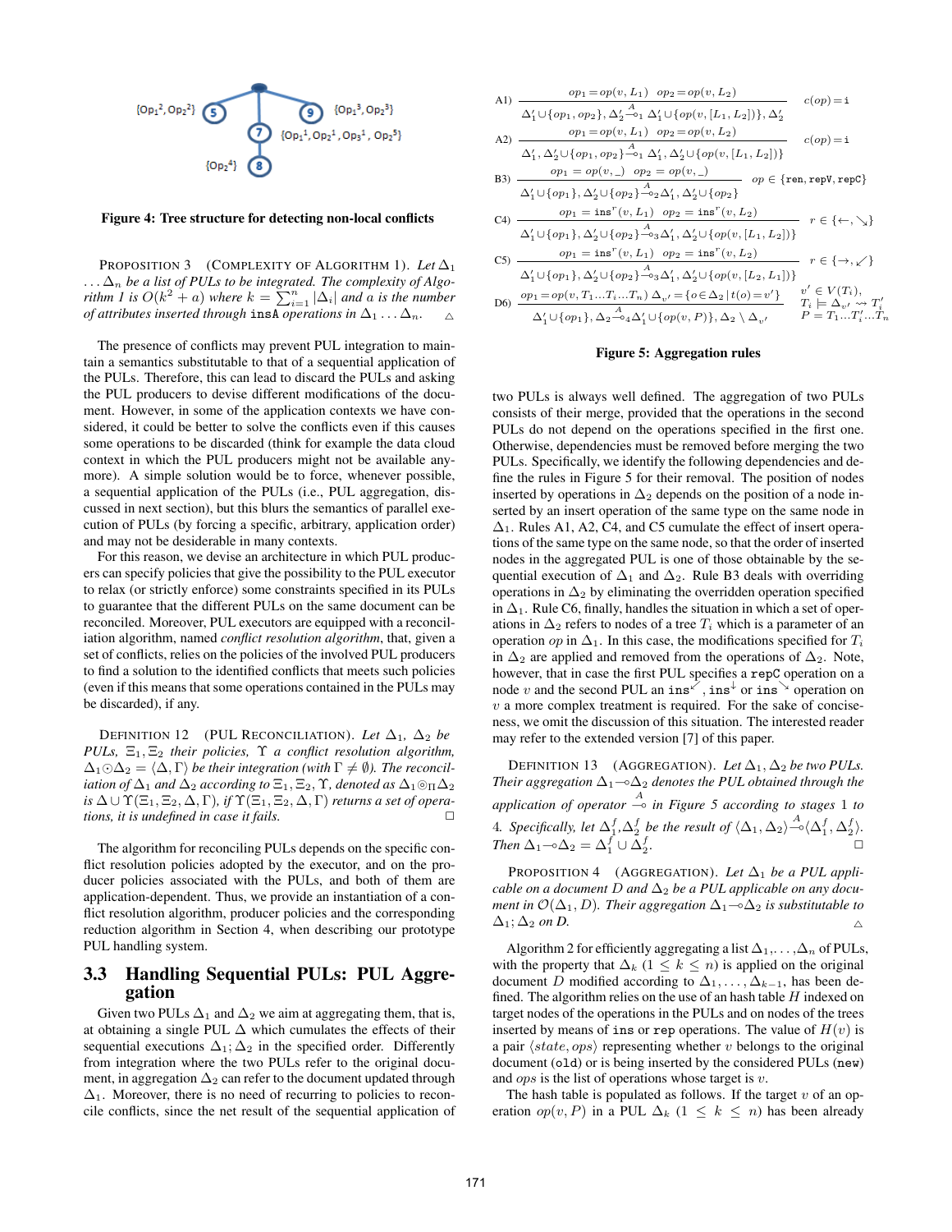Figure 4: Tree structure for detecting non-local conflicts

PROPOSITION 3 (COMPLEXITY OF ALGORITHM 1). *Let $\Delta_1 \ldots \Delta_n$ be a list of PULs to be integrated. The complexity of Algorithm 1 is $O(k^2 + a)$ where $k = \sum_{i=1}^{n} |\Delta_i|$ and $a$ is the number of attributes inserted through* insA *operations in $\Delta_1 \ldots \Delta_n$.* △

The presence of conflicts may prevent PUL integration to maintain a semantics substitutable to that of a sequential application of the PULs. Therefore, this can lead to discard the PULs and asking the PUL producers to devise different modifications of the document. However, in some of the application contexts we have considered, it could be better to solve the conflicts even if this causes some operations to be discarded (think for example the data cloud context in which the PUL producers might not be available anymore). A simple solution would be to force, whenever possible, a sequential application of the PULs (i.e., PUL aggregation, discussed in next section), but this blurs the semantics of parallel execution of PULs (by forcing a specific, arbitrary, application order) and may not be desiderable in many contexts.

For this reason, we devise an architecture in which PUL producers can specify policies that give the possibility to the PUL executor to relax (or strictly enforce) some constraints specified in its PULs to guarantee that the different PULs on the same document can be reconciled. Moreover, PUL executors are equipped with a reconciliation algorithm, named *conflict resolution algorithm*, that, given a set of conflicts, relies on the policies of the involved PUL producers to find a solution to the identified conflicts that meets such policies (even if this means that some operations contained in the PULs may be discarded), if any.

DEFINITION 12 (PUL RECONCILIATION). *Let $\Delta_1$, $\Delta_2$ be PULs, $\Xi_1, \Xi_2$ their policies, $\Upsilon$ a conflict resolution algorithm, $\Delta_1 \odot \Delta_2 = \langle \Delta, \Gamma \rangle$ be their integration (with $\Gamma \neq \emptyset$). The reconciliation of $\Delta_1$ and $\Delta_2$ according to $\Xi_1, \Xi_2, \Upsilon$, denoted as $\Delta_1 \circledcirc_\Pi \Delta_2$ is $\Delta \cup \Upsilon(\Xi_1, \Xi_2, \Delta, \Gamma)$, if $\Upsilon(\Xi_1, \Xi_2, \Delta, \Gamma)$ returns a set of operations, it is undefined in case it fails.* □

The algorithm for reconciling PULs depends on the specific conflict resolution policies adopted by the executor, and on the producer policies associated with the PULs, and both of them are application-dependent. Thus, we provide an instantiation of a conflict resolution algorithm, producer policies and the corresponding reduction algorithm in Section 4, when describing our prototype PUL handling system.

## 3.3 Handling Sequential PULs: PUL Aggregation

Given two PULs $\Delta_1$ and $\Delta_2$ we aim at aggregating them, that is, at obtaining a single PUL $\Delta$ which cumulates the effects of their sequential executions $\Delta_1; \Delta_2$ in the specified order. Differently from integration where the two PULs refer to the original document, in aggregation $\Delta_2$ can refer to the document updated through $\Delta_1$. Moreover, there is no need of recurring to policies to reconcile conflicts, since the net result of the sequential application of two PULs is always well defined. The aggregation of two PULs consists of their merge, provided that the operations in the second PULs do not depend on the operations specified in the first one. Otherwise, dependencies must be removed before merging the two PULs. Specifically, we identify the following dependencies and define the rules in Figure 5 for their removal. The position of nodes inserted by operations in $\Delta_2$ depends on the position of a node inserted by an insert operation of the same type on the same node in $\Delta_1$. Rules A1, A2, C4, and C5 cumulate the effect of insert operations of the same type on the same node, so that the order of inserted nodes in the aggregated PUL is one of those obtainable by the sequential execution of $\Delta_1$ and $\Delta_2$. Rule B3 deals with overriding operations in $\Delta_2$ by eliminating the overridden operation specified in $\Delta_1$. Rule C6, finally, handles the situation in which a set of operations in $\Delta_2$ refers to nodes of a tree $T_i$ which is a parameter of an operation $op$ in $\Delta_1$. In this case, the modifications specified for $T_i$ in $\Delta_2$ are applied and removed from the operations of $\Delta_2$. Note, however, that in case the first PUL specifies a repC operation on a node $v$ and the second PUL an $\text{ins}^{\swarrow}$, $\text{ins}^{\downarrow}$ or $\text{ins}^{\searrow}$ operation on $v$ a more complex treatment is required. For the sake of conciseness, we omit the discussion of this situation. The interested reader may refer to the extended version [7] of this paper.

$$\text{A1)}\ \frac{op_1 = op(v, L_1) \quad op_2 = op(v, L_2)}{\Delta_1' \cup \{op_1, op_2\}, \Delta_2' \xrightarrow{A}_1 \Delta_1' \cup \{op(v, [L_1, L_2])\}, \Delta_2'} \quad c(op) = \mathtt{i}$$

$$\text{A2)}\ \frac{op_1 = op(v, L_1) \quad op_2 = op(v, L_2)}{\Delta_1', \Delta_2' \cup \{op_1, op_2\} \xrightarrow{A}_1 \Delta_1', \Delta_2' \cup \{op(v, [L_1, L_2])\}} \quad c(op) = \mathtt{i}$$

$$\text{B3)}\ \frac{op_1 = op(v, \_) \quad op_2 = op(v, \_)}{\Delta_1' \cup \{op_1\}, \Delta_2' \cup \{op_2\} \xrightarrow{A}_2 \Delta_1', \Delta_2' \cup \{op_2\}} \quad op \in \{\mathtt{ren}, \mathtt{repV}, \mathtt{repC}\}$$

$$\text{C4)}\ \frac{op_1 = \mathtt{ins}^r(v, L_1) \quad op_2 = \mathtt{ins}^r(v, L_2)}{\Delta_1' \cup \{op_1\}, \Delta_2' \cup \{op_2\} \xrightarrow{A}_3 \Delta_1', \Delta_2' \cup \{op(v, [L_1, L_2])\}} \quad r \in \{\leftarrow, \searrow\}$$

$$\text{C5)}\ \frac{op_1 = \mathtt{ins}^r(v, L_1) \quad op_2 = \mathtt{ins}^r(v, L_2)}{\Delta_1' \cup \{op_1\}, \Delta_2' \cup \{op_2\} \xrightarrow{A}_3 \Delta_1', \Delta_2' \cup \{op(v, [L_2, L_1])\}} \quad r \in \{\rightarrow, \swarrow\}$$

$$\text{D6)}\ \frac{op_1 = op(v, T_1 \ldots T_i \ldots T_n)\ \Delta_{v'} = \{o \in \Delta_2 \mid t(o) = v'\}}{\Delta_1' \cup \{op_1\}, \Delta_2 \xrightarrow{A}_4 \Delta_1' \cup \{op(v, P)\}, \Delta_2 \setminus \Delta_{v'}} \quad \begin{array}{l} v' \in V(T_i), \\ T_i \models \Delta_{v'} \rightsquigarrow T_i' \\ P = T_1 \ldots T_i' \ldots T_n \end{array}$$

Figure 5: Aggregation rules

DEFINITION 13 (AGGREGATION). *Let $\Delta_1, \Delta_2$ be two PULs. Their aggregation $\Delta_1 \multimap \Delta_2$ denotes the PUL obtained through the application of operator $\xrightarrow{A}$ in Figure 5 according to stages 1 to 4. Specifically, let $\Delta_1^f, \Delta_2^f$ be the result of $\langle \Delta_1, \Delta_2 \rangle \xrightarrow{A} \langle \Delta_1^f, \Delta_2^f \rangle$. Then $\Delta_1 \multimap \Delta_2 = \Delta_1^f \cup \Delta_2^f$.* □

PROPOSITION 4 (AGGREGATION). *Let $\Delta_1$ be a PUL applicable on a document $D$ and $\Delta_2$ be a PUL applicable on any document in $\mathcal{O}(\Delta_1, D)$. Their aggregation $\Delta_1 \multimap \Delta_2$ is substitutable to $\Delta_1; \Delta_2$ on $D$.* △

Algorithm 2 for efficiently aggregating a list $\Delta_1, \ldots, \Delta_n$ of PULs, with the property that $\Delta_k$ $(1 \leq k \leq n)$ is applied on the original document $D$ modified according to $\Delta_1, \ldots, \Delta_{k-1}$, has been defined. The algorithm relies on the use of an hash table $H$ indexed on target nodes of the operations in the PULs and on nodes of the trees inserted by means of ins or rep operations. The value of $H(v)$ is a pair $\langle state, ops \rangle$ representing whether $v$ belongs to the original document (old) or is being inserted by the considered PULs (new) and $ops$ is the list of operations whose target is $v$.

The hash table is populated as follows. If the target $v$ of an operation $op(v, P)$ in a PUL $\Delta_k$ $(1 \leq k \leq n)$ has been already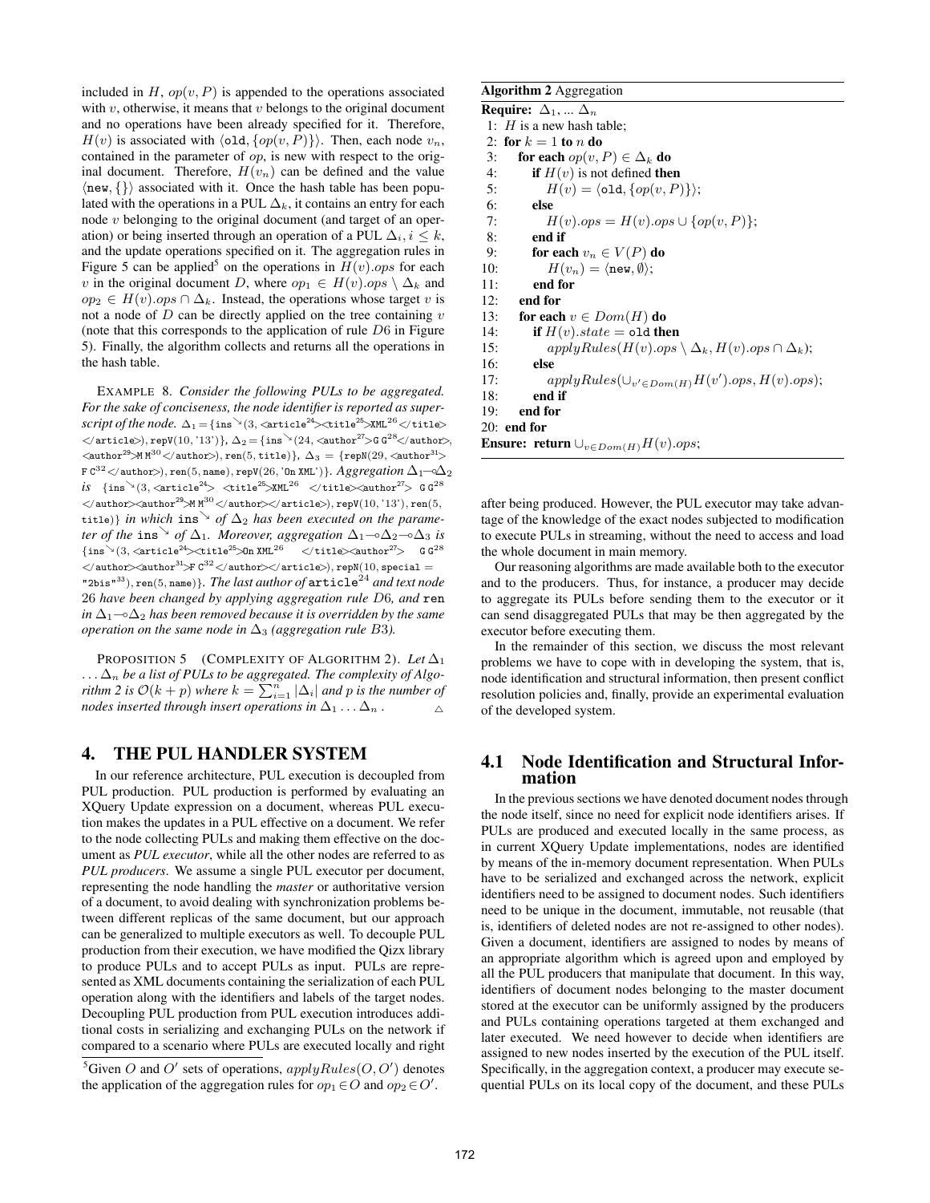included in $H$, $op(v, P)$ is appended to the operations associated with $v$, otherwise, it means that $v$ belongs to the original document and no operations have been already specified for it. Therefore, $H(v)$ is associated with $\langle \texttt{old}, \{op(v, P)\}\rangle$. Then, each node $v_n$, contained in the parameter of $op$, is new with respect to the original document. Therefore, $H(v_n)$ can be defined and the value $\langle \texttt{new}, \{\}\rangle$ associated with it. Once the hash table has been populated with the operations in a PUL $\Delta_k$, it contains an entry for each node $v$ belonging to the original document (and target of an operation) or being inserted through an operation of a PUL $\Delta_i, i \leq k$, and the update operations specified on it. The aggregation rules in Figure 5 can be applied[5] on the operations in $H(v).ops$ for each $v$ in the original document $D$, where $op_1 \in H(v).ops \setminus \Delta_k$ and $op_2 \in H(v).ops \cap \Delta_k$. Instead, the operations whose target $v$ is not a node of $D$ can be directly applied on the tree containing $v$ (note that this corresponds to the application of rule $D6$ in Figure 5). Finally, the algorithm collects and returns all the operations in the hash table.

EXAMPLE 8. *Consider the following PULs to be aggregated. For the sake of conciseness, the node identifier is reported as superscript of the node.* $\Delta_1 = \{\texttt{ins}^{\searrow}(3, \texttt{<article}^{24}\texttt{><title}^{25}\texttt{>XML}^{26}\texttt{</title>}$ $\texttt{</article>}), \texttt{repV}(10, \texttt{'13'})\}$, $\Delta_2 = \{\texttt{ins}^{\searrow}(24, \texttt{<author}^{27}\texttt{>G G}^{28}\texttt{</author>},$ $\texttt{<author}^{29}\texttt{>M M}^{30}\texttt{</author>}), \texttt{ren}(5, \texttt{title})\}$, $\Delta_3 = \{\texttt{repN}(29, \texttt{<author}^{31}\texttt{>}$ $\texttt{F C}^{32}\texttt{</author>}), \texttt{ren}(5, \texttt{name}), \texttt{repV}(26, \texttt{'On XML'})\}$. *Aggregation* $\Delta_1 \multimap \Delta_2$ *is* $\{\texttt{ins}^{\searrow}(3, \texttt{<article}^{24}\texttt{>}\ \texttt{<title}^{25}\texttt{>XML}^{26}\ \texttt{</title><author}^{27}\texttt{>}\ \texttt{G G}^{28}$ $\texttt{</author><author}^{29}\texttt{>M M}^{30}\texttt{</author></article>}), \texttt{repV}(10, \texttt{'13'}), \texttt{ren}(5,$ $\texttt{title})\}$ *in which* $\texttt{ins}^{\searrow}$ *of* $\Delta_2$ *has been executed on the parameter of the* $\texttt{ins}^{\searrow}$ *of* $\Delta_1$*. Moreover, aggregation* $\Delta_1 \multimap \Delta_2 \multimap \Delta_3$ *is* $\{\texttt{ins}^{\searrow}(3, \texttt{<article}^{24}\texttt{><title}^{25}\texttt{>On XML}^{26}\ \ \texttt{</title><author}^{27}\texttt{>}\ \ \texttt{G G}^{28}$ $\texttt{</author><author}^{31}\texttt{>F C}^{32}\texttt{</author></article>}), \texttt{repN}(10, \texttt{special} =$ $\texttt{"2bis"}^{33}), \texttt{ren}(5, \texttt{name})\}$*. The last author of* $\texttt{article}^{24}$ *and text node* $26$ *have been changed by applying aggregation rule* $D6$*, and* $\texttt{ren}$ *in* $\Delta_1 \multimap \Delta_2$ *has been removed because it is overridden by the same operation on the same node in* $\Delta_3$ *(aggregation rule* $B3$*).*

PROPOSITION 5 (COMPLEXITY OF ALGORITHM 2). *Let* $\Delta_1 \ldots \Delta_n$ *be a list of PULs to be aggregated. The complexity of Algorithm 2 is* $\mathcal{O}(k + p)$ *where* $k = \sum_{i=1}^{n} |\Delta_i|$ *and* $p$ *is the number of nodes inserted through insert operations in* $\Delta_1 \ldots \Delta_n$ *.* △

## 4. THE PUL HANDLER SYSTEM

In our reference architecture, PUL execution is decoupled from PUL production. PUL production is performed by evaluating an XQuery Update expression on a document, whereas PUL execution makes the updates in a PUL effective on a document. We refer to the node collecting PULs and making them effective on the document as *PUL executor*, while all the other nodes are referred to as *PUL producers*. We assume a single PUL executor per document, representing the node handling the *master* or authoritative version of a document, to avoid dealing with synchronization problems between different replicas of the same document, but our approach can be generalized to multiple executors as well. To decouple PUL production from their execution, we have modified the Qizx library to produce PULs and to accept PULs as input. PULs are represented as XML documents containing the serialization of each PUL operation along with the identifiers and labels of the target nodes. Decoupling PUL production from PUL execution introduces additional costs in serializing and exchanging PULs on the network if compared to a scenario where PULs are executed locally and right after being produced. However, the PUL executor may take advantage of the knowledge of the exact nodes subjected to modification to execute PULs in streaming, without the need to access and load the whole document in main memory.

[5]Given $O$ and $O'$ sets of operations, $applyRules(O, O')$ denotes the application of the aggregation rules for $op_1 \in O$ and $op_2 \in O'$.

**Algorithm 2** Aggregation

**Require:** $\Delta_1, \ldots \Delta_n$
```
 1: H is a new hash table;
 2: for k = 1 to n do
 3:    for each op(v, P) ∈ Δ_k do
 4:       if H(v) is not defined then
 5:          H(v) = ⟨old, {op(v, P)}⟩;
 6:       else
 7:          H(v).ops = H(v).ops ∪ {op(v, P)};
 8:       end if
 9:       for each v_n ∈ V(P) do
10:          H(v_n) = ⟨new, ∅⟩;
11:       end for
12:    end for
13:    for each v ∈ Dom(H) do
14:       if H(v).state = old then
15:          applyRules(H(v).ops \ Δ_k, H(v).ops ∩ Δ_k);
16:       else
17:          applyRules(∪_{v'∈Dom(H)} H(v').ops, H(v).ops);
18:       end if
19:    end for
20: end for
```
**Ensure:** **return** $\cup_{v \in Dom(H)} H(v).ops$;

Our reasoning algorithms are made available both to the executor and to the producers. Thus, for instance, a producer may decide to aggregate its PULs before sending them to the executor or it can send disaggregated PULs that may be then aggregated by the executor before executing them.

In the remainder of this section, we discuss the most relevant problems we have to cope with in developing the system, that is, node identification and structural information, then present conflict resolution policies and, finally, provide an experimental evaluation of the developed system.

### 4.1 Node Identification and Structural Information

In the previous sections we have denoted document nodes through the node itself, since no need for explicit node identifiers arises. If PULs are produced and executed locally in the same process, as in current XQuery Update implementations, nodes are identified by means of the in-memory document representation. When PULs have to be serialized and exchanged across the network, explicit identifiers need to be assigned to document nodes. Such identifiers need to be unique in the document, immutable, not reusable (that is, identifiers of deleted nodes are not re-assigned to other nodes). Given a document, identifiers are assigned to nodes by means of an appropriate algorithm which is agreed upon and employed by all the PUL producers that manipulate that document. In this way, identifiers of document nodes belonging to the master document stored at the executor can be uniformly assigned by the producers and PULs containing operations targeted at them exchanged and later executed. We need however to decide when identifiers are assigned to new nodes inserted by the execution of the PUL itself. Specifically, in the aggregation context, a producer may execute sequential PULs on its local copy of the document, and these PULs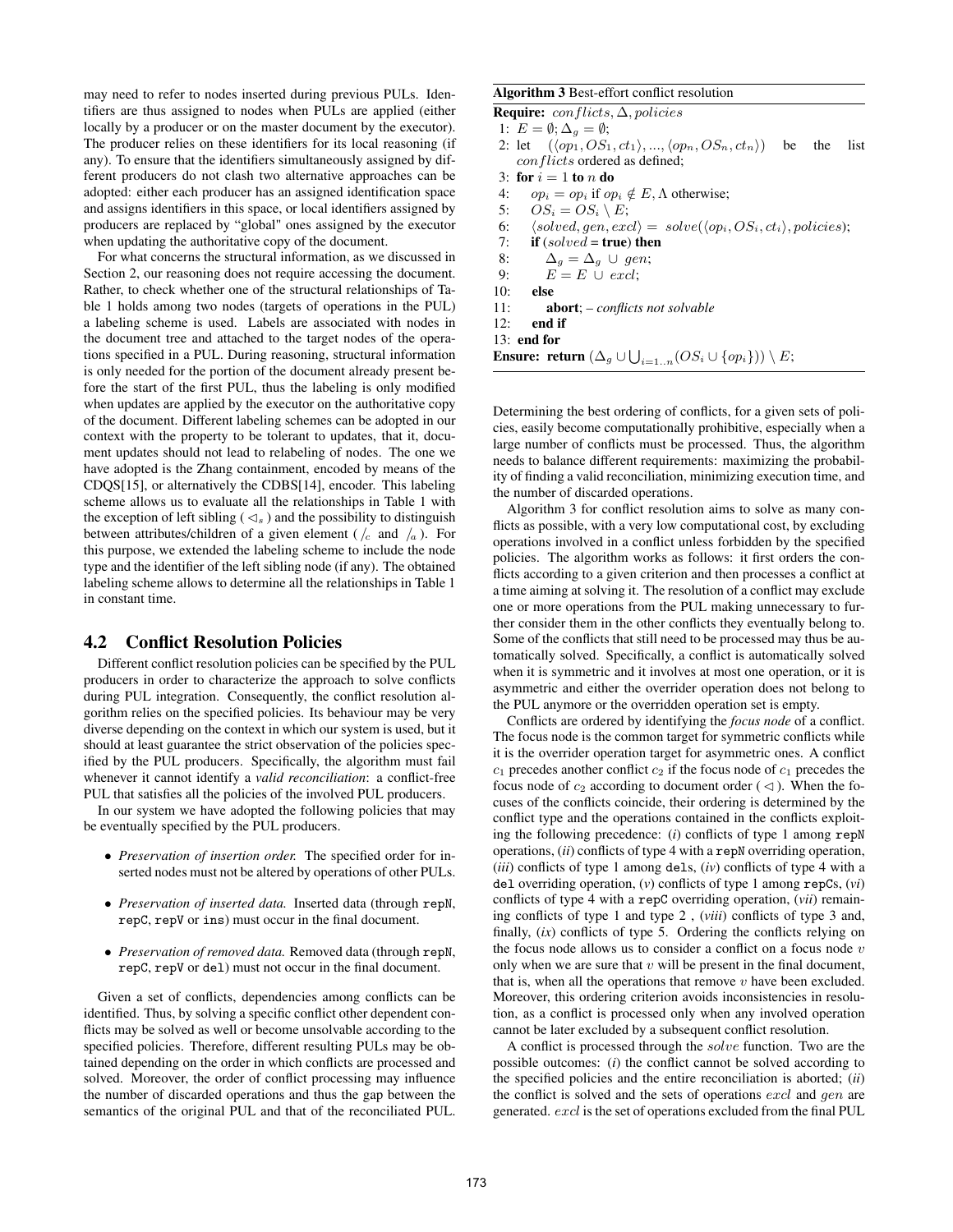may need to refer to nodes inserted during previous PULs. Identifiers are thus assigned to nodes when PULs are applied (either locally by a producer or on the master document by the executor). The producer relies on these identifiers for its local reasoning (if any). To ensure that the identifiers simultaneously assigned by different producers do not clash two alternative approaches can be adopted: either each producer has an assigned identification space and assigns identifiers in this space, or local identifiers assigned by producers are replaced by "global" ones assigned by the executor when updating the authoritative copy of the document.

For what concerns the structural information, as we discussed in Section 2, our reasoning does not require accessing the document. Rather, to check whether one of the structural relationships of Table 1 holds among two nodes (targets of operations in the PUL) a labeling scheme is used. Labels are associated with nodes in the document tree and attached to the target nodes of the operations specified in a PUL. During reasoning, structural information is only needed for the portion of the document already present before the start of the first PUL, thus the labeling is only modified when updates are applied by the executor on the authoritative copy of the document. Different labeling schemes can be adopted in our context with the property to be tolerant to updates, that it, document updates should not lead to relabeling of nodes. The one we have adopted is the Zhang containment, encoded by means of the CDQS[15], or alternatively the CDBS[14], encoder. This labeling scheme allows us to evaluate all the relationships in Table 1 with the exception of left sibling ( $\lhd_s$ ) and the possibility to distinguish between attributes/children of a given element ( $/_c$ and $/_a$ ). For this purpose, we extended the labeling scheme to include the node type and the identifier of the left sibling node (if any). The obtained labeling scheme allows to determine all the relationships in Table 1 in constant time.

## 4.2 Conflict Resolution Policies

Different conflict resolution policies can be specified by the PUL producers in order to characterize the approach to solve conflicts during PUL integration. Consequently, the conflict resolution algorithm relies on the specified policies. Its behaviour may be very diverse depending on the context in which our system is used, but it should at least guarantee the strict observation of the policies specified by the PUL producers. Specifically, the algorithm must fail whenever it cannot identify a *valid reconciliation*: a conflict-free PUL that satisfies all the policies of the involved PUL producers.

In our system we have adopted the following policies that may be eventually specified by the PUL producers.

- *Preservation of insertion order.* The specified order for inserted nodes must not be altered by operations of other PULs.
- *Preservation of inserted data.* Inserted data (through `repN`, `repC`, `repV` or `ins`) must occur in the final document.
- *Preservation of removed data.* Removed data (through `repN`, `repC`, `repV` or `del`) must not occur in the final document.

Given a set of conflicts, dependencies among conflicts can be identified. Thus, by solving a specific conflict other dependent conflicts may be solved as well or become unsolvable according to the specified policies. Therefore, different resulting PULs may be obtained depending on the order in which conflicts are processed and solved. Moreover, the order of conflict processing may influence the number of discarded operations and thus the gap between the semantics of the original PUL and that of the reconciliated PUL.

**Algorithm 3** Best-effort conflict resolution

**Require:** $conflicts, \Delta, policies$
1: $E = \emptyset; \Delta_g = \emptyset;$
2: let $(\langle op_1, OS_1, ct_1\rangle, ..., \langle op_n, OS_n, ct_n\rangle)$ be the list $conflicts$ ordered as defined;
3: **for** $i = 1$ **to** $n$ **do**
4: &nbsp;&nbsp;&nbsp;&nbsp;$op_i = op_i$ if $op_i \notin E$, $\Lambda$ otherwise;
5: &nbsp;&nbsp;&nbsp;&nbsp;$OS_i = OS_i \setminus E$;
6: &nbsp;&nbsp;&nbsp;&nbsp;$\langle solved, gen, excl\rangle = solve(\langle op_i, OS_i, ct_i\rangle, policies)$;
7: &nbsp;&nbsp;&nbsp;&nbsp;**if** ($solved$ = **true**) **then**
8: &nbsp;&nbsp;&nbsp;&nbsp;&nbsp;&nbsp;&nbsp;&nbsp;$\Delta_g = \Delta_g \cup gen$;
9: &nbsp;&nbsp;&nbsp;&nbsp;&nbsp;&nbsp;&nbsp;&nbsp;$E = E \cup excl$;
10: &nbsp;&nbsp;&nbsp;**else**
11: &nbsp;&nbsp;&nbsp;&nbsp;&nbsp;&nbsp;&nbsp;**abort**; – *conflicts not solvable*
12: &nbsp;&nbsp;&nbsp;**end if**
13: **end for**
**Ensure:** **return** $(\Delta_g \cup \bigcup_{i=1..n}(OS_i \cup \{op_i\})) \setminus E$;

Determining the best ordering of conflicts, for a given sets of policies, easily become computationally prohibitive, especially when a large number of conflicts must be processed. Thus, the algorithm needs to balance different requirements: maximizing the probability of finding a valid reconciliation, minimizing execution time, and the number of discarded operations.

Algorithm 3 for conflict resolution aims to solve as many conflicts as possible, with a very low computational cost, by excluding operations involved in a conflict unless forbidden by the specified policies. The algorithm works as follows: it first orders the conflicts according to a given criterion and then processes a conflict at a time aiming at solving it. The resolution of a conflict may exclude one or more operations from the PUL making unnecessary to further consider them in the other conflicts they eventually belong to. Some of the conflicts that still need to be processed may thus be automatically solved. Specifically, a conflict is automatically solved when it is symmetric and it involves at most one operation, or it is asymmetric and either the overrider operation does not belong to the PUL anymore or the overridden operation set is empty.

Conflicts are ordered by identifying the *focus node* of a conflict. The focus node is the common target for symmetric conflicts while it is the overrider operation target for asymmetric ones. A conflict $c_1$ precedes another conflict $c_2$ if the focus node of $c_1$ precedes the focus node of $c_2$ according to document order ( $\lhd$ ). When the focuses of the conflicts coincide, their ordering is determined by the conflict type and the operations contained in the conflicts exploiting the following precedence: (*i*) conflicts of type 1 among `repN` operations, (*ii*) conflicts of type 4 with a `repN` overriding operation, (*iii*) conflicts of type 1 among `del`s, (*iv*) conflicts of type 4 with a `del` overriding operation, (*v*) conflicts of type 1 among `repC`s, (*vi*) conflicts of type 4 with a `repC` overriding operation, (*vii*) remaining conflicts of type 1 and type 2 , (*viii*) conflicts of type 3 and, finally, (*ix*) conflicts of type 5. Ordering the conflicts relying on the focus node allows us to consider a conflict on a focus node $v$ only when we are sure that $v$ will be present in the final document, that is, when all the operations that remove $v$ have been excluded. Moreover, this ordering criterion avoids inconsistencies in resolution, as a conflict is processed only when any involved operation cannot be later excluded by a subsequent conflict resolution.

A conflict is processed through the $solve$ function. Two are the possible outcomes: (*i*) the conflict cannot be solved according to the specified policies and the entire reconciliation is aborted; (*ii*) the conflict is solved and the sets of operations $excl$ and $gen$ are generated. $excl$ is the set of operations excluded from the final PUL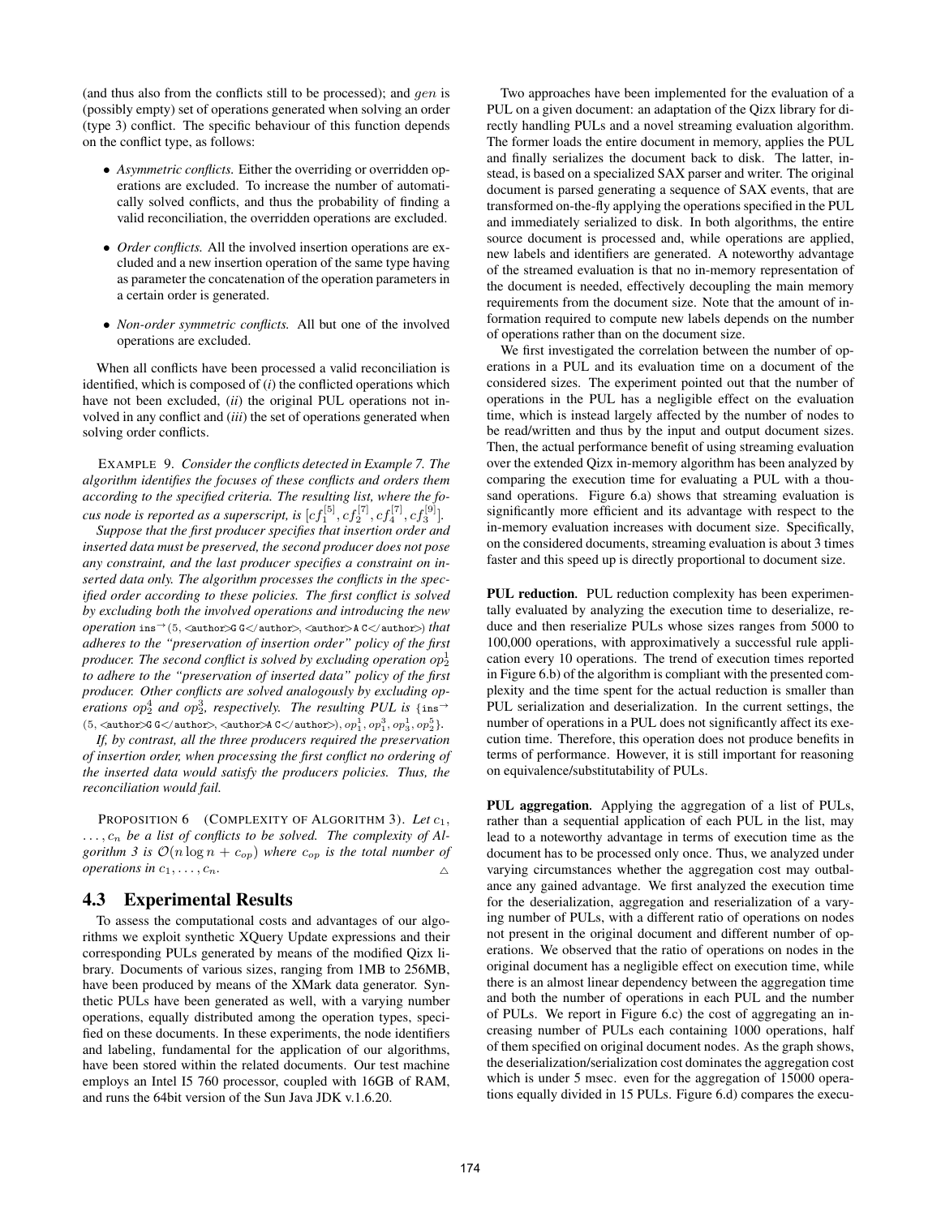(and thus also from the conflicts still to be processed); and $gen$ is (possibly empty) set of operations generated when solving an order (type 3) conflict. The specific behaviour of this function depends on the conflict type, as follows:

- *Asymmetric conflicts.* Either the overriding or overridden operations are excluded. To increase the number of automatically solved conflicts, and thus the probability of finding a valid reconciliation, the overridden operations are excluded.
- *Order conflicts.* All the involved insertion operations are excluded and a new insertion operation of the same type having as parameter the concatenation of the operation parameters in a certain order is generated.
- *Non-order symmetric conflicts.* All but one of the involved operations are excluded.

When all conflicts have been processed a valid reconciliation is identified, which is composed of (*i*) the conflicted operations which have not been excluded, (*ii*) the original PUL operations not involved in any conflict and (*iii*) the set of operations generated when solving order conflicts.

EXAMPLE 9. *Consider the conflicts detected in Example 7. The algorithm identifies the focuses of these conflicts and orders them according to the specified criteria. The resulting list, where the focus node is reported as a superscript, is* $[cf_1^{[5]}, cf_2^{[7]}, cf_4^{[7]}, cf_3^{[9]}]$.

*Suppose that the first producer specifies that insertion order and inserted data must be preserved, the second producer does not pose any constraint, and the last producer specifies a constraint on inserted data only. The algorithm processes the conflicts in the specified order according to these policies. The first conflict is solved by excluding both the involved operations and introducing the new operation* $\texttt{ins}^{\rightarrow}(5, \texttt{<author>G G</author>}, \texttt{<author>A C</author>})$ *that adheres to the "preservation of insertion order" policy of the first producer. The second conflict is solved by excluding operation* $op_2^1$ *to adhere to the "preservation of inserted data" policy of the first producer. Other conflicts are solved analogously by excluding operations* $op_2^4$ *and* $op_2^3$*, respectively. The resulting PUL is* $\{\texttt{ins}^{\rightarrow}(5, \texttt{<author>G G</author>}, \texttt{<author>A C</author>}), op_1^1, op_1^3, op_3^1, op_2^5\}$.

*If, by contrast, all the three producers required the preservation of insertion order, when processing the first conflict no ordering of the inserted data would satisfy the producers policies. Thus, the reconciliation would fail.*

PROPOSITION 6 (COMPLEXITY OF ALGORITHM 3). *Let* $c_1, \ldots, c_n$ *be a list of conflicts to be solved. The complexity of Algorithm 3 is* $\mathcal{O}(n \log n + c_{op})$ *where* $c_{op}$ *is the total number of operations in* $c_1, \ldots, c_n$. △

## 4.3 Experimental Results

To assess the computational costs and advantages of our algorithms we exploit synthetic XQuery Update expressions and their corresponding PULs generated by means of the modified Qizx library. Documents of various sizes, ranging from 1MB to 256MB, have been produced by means of the XMark data generator. Synthetic PULs have been generated as well, with a varying number operations, equally distributed among the operation types, specified on these documents. In these experiments, the node identifiers and labeling, fundamental for the application of our algorithms, have been stored within the related documents. Our test machine employs an Intel I5 760 processor, coupled with 16GB of RAM, and runs the 64bit version of the Sun Java JDK v.1.6.20.

Two approaches have been implemented for the evaluation of a PUL on a given document: an adaptation of the Qizx library for directly handling PULs and a novel streaming evaluation algorithm. The former loads the entire document in memory, applies the PUL and finally serializes the document back to disk. The latter, instead, is based on a specialized SAX parser and writer. The original document is parsed generating a sequence of SAX events, that are transformed on-the-fly applying the operations specified in the PUL and immediately serialized to disk. In both algorithms, the entire source document is processed and, while operations are applied, new labels and identifiers are generated. A noteworthy advantage of the streamed evaluation is that no in-memory representation of the document is needed, effectively decoupling the main memory requirements from the document size. Note that the amount of information required to compute new labels depends on the number of operations rather than on the document size.

We first investigated the correlation between the number of operations in a PUL and its evaluation time on a document of the considered sizes. The experiment pointed out that the number of operations in the PUL has a negligible effect on the evaluation time, which is instead largely affected by the number of nodes to be read/written and thus by the input and output document sizes. Then, the actual performance benefit of using streaming evaluation over the extended Qizx in-memory algorithm has been analyzed by comparing the execution time for evaluating a PUL with a thousand operations. Figure 6.a) shows that streaming evaluation is significantly more efficient and its advantage with respect to the in-memory evaluation increases with document size. Specifically, on the considered documents, streaming evaluation is about 3 times faster and this speed up is directly proportional to document size.

**PUL reduction.** PUL reduction complexity has been experimentally evaluated by analyzing the execution time to deserialize, reduce and then reserialize PULs whose sizes ranges from 5000 to 100,000 operations, with approximatively a successful rule application every 10 operations. The trend of execution times reported in Figure 6.b) of the algorithm is compliant with the presented complexity and the time spent for the actual reduction is smaller than PUL serialization and deserialization. In the current settings, the number of operations in a PUL does not significantly affect its execution time. Therefore, this operation does not produce benefits in terms of performance. However, it is still important for reasoning on equivalence/substitutability of PULs.

**PUL aggregation.** Applying the aggregation of a list of PULs, rather than a sequential application of each PUL in the list, may lead to a noteworthy advantage in terms of execution time as the document has to be processed only once. Thus, we analyzed under varying circumstances whether the aggregation cost may outbalance any gained advantage. We first analyzed the execution time for the deserialization, aggregation and reserialization of a varying number of PULs, with a different ratio of operations on nodes not present in the original document and different number of operations. We observed that the ratio of operations on nodes in the original document has a negligible effect on execution time, while there is an almost linear dependency between the aggregation time and both the number of operations in each PUL and the number of PULs. We report in Figure 6.c) the cost of aggregating an increasing number of PULs each containing 1000 operations, half of them specified on original document nodes. As the graph shows, the deserialization/serialization cost dominates the aggregation cost which is under 5 msec. even for the aggregation of 15000 operations equally divided in 15 PULs. Figure 6.d) compares the execu-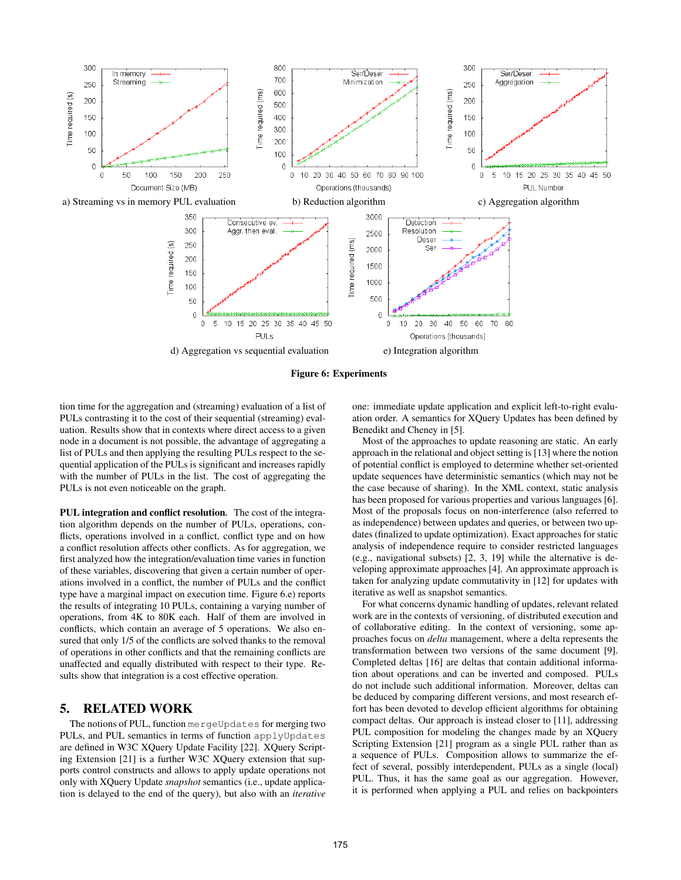a) Streaming vs in memory PUL evaluation

b) Reduction algorithm

c) Aggregation algorithm

d) Aggregation vs sequential evaluation

e) Integration algorithm

**Figure 6: Experiments**

tion time for the aggregation and (streaming) evaluation of a list of PULs contrasting it to the cost of their sequential (streaming) evaluation. Results show that in contexts where direct access to a given node in a document is not possible, the advantage of aggregating a list of PULs and then applying the resulting PULs respect to the sequential application of the PULs is significant and increases rapidly with the number of PULs in the list. The cost of aggregating the PULs is not even noticeable on the graph.

**PUL integration and conflict resolution.** The cost of the integration algorithm depends on the number of PULs, operations, conflicts, operations involved in a conflict, conflict type and on how a conflict resolution affects other conflicts. As for aggregation, we first analyzed how the integration/evaluation time varies in function of these variables, discovering that given a certain number of operations involved in a conflict, the number of PULs and the conflict type have a marginal impact on execution time. Figure 6.e) reports the results of integrating 10 PULs, containing a varying number of operations, from 4K to 80K each. Half of them are involved in conflicts, which contain an average of 5 operations. We also ensured that only 1/5 of the conflicts are solved thanks to the removal of operations in other conflicts and that the remaining conflicts are unaffected and equally distributed with respect to their type. Results show that integration is a cost effective operation.

## 5. RELATED WORK

The notions of PUL, function `mergeUpdates` for merging two PULs, and PUL semantics in terms of function `applyUpdates` are defined in W3C XQuery Update Facility [22]. XQuery Scripting Extension [21] is a further W3C XQuery extension that supports control constructs and allows to apply update operations not only with XQuery Update *snapshot* semantics (i.e., update application is delayed to the end of the query), but also with an *iterative* one: immediate update application and explicit left-to-right evaluation order. A semantics for XQuery Updates has been defined by Benedikt and Cheney in [5].

Most of the approaches to update reasoning are static. An early approach in the relational and object setting is [13] where the notion of potential conflict is employed to determine whether set-oriented update sequences have deterministic semantics (which may not be the case because of sharing). In the XML context, static analysis has been proposed for various properties and various languages [6]. Most of the proposals focus on non-interference (also referred to as independence) between updates and queries, or between two updates (finalized to update optimization). Exact approaches for static analysis of independence require to consider restricted languages (e.g., navigational subsets) [2, 3, 19] while the alternative is developing approximate approaches [4]. An approximate approach is taken for analyzing update commutativity in [12] for updates with iterative as well as snapshot semantics.

For what concerns dynamic handling of updates, relevant related work are in the contexts of versioning, of distributed execution and of collaborative editing. In the context of versioning, some approaches focus on *delta* management, where a delta represents the transformation between two versions of the same document [9]. Completed deltas [16] are deltas that contain additional information about operations and can be inverted and composed. PULs do not include such additional information. Moreover, deltas can be deduced by comparing different versions, and most research effort has been devoted to develop efficient algorithms for obtaining compact deltas. Our approach is instead closer to [11], addressing PUL composition for modeling the changes made by an XQuery Scripting Extension [21] program as a single PUL rather than as a sequence of PULs. Composition allows to summarize the effect of several, possibly interdependent, PULs as a single (local) PUL. Thus, it has the same goal as our aggregation. However, it is performed when applying a PUL and relies on backpointers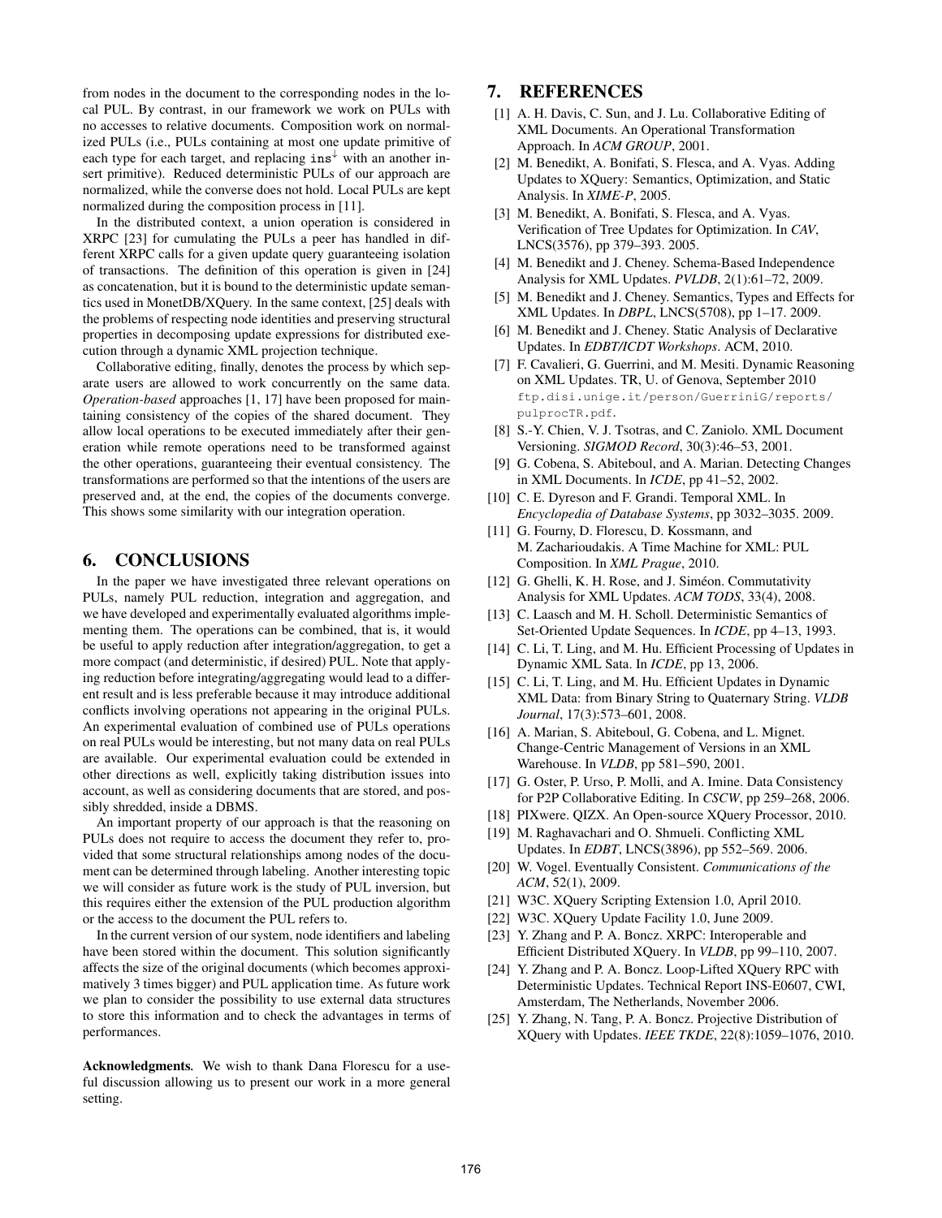from nodes in the document to the corresponding nodes in the local PUL. By contrast, in our framework we work on PULs with no accesses to relative documents. Composition work on normalized PULs (i.e., PULs containing at most one update primitive of each type for each target, and replacing $\texttt{ins}^{\downarrow}$ with an another insert primitive). Reduced deterministic PULs of our approach are normalized, while the converse does not hold. Local PULs are kept normalized during the composition process in [11].

In the distributed context, a union operation is considered in XRPC [23] for cumulating the PULs a peer has handled in different XRPC calls for a given update query guaranteeing isolation of transactions. The definition of this operation is given in [24] as concatenation, but it is bound to the deterministic update semantics used in MonetDB/XQuery. In the same context, [25] deals with the problems of respecting node identities and preserving structural properties in decomposing update expressions for distributed execution through a dynamic XML projection technique.

Collaborative editing, finally, denotes the process by which separate users are allowed to work concurrently on the same data. *Operation-based* approaches [1, 17] have been proposed for maintaining consistency of the copies of the shared document. They allow local operations to be executed immediately after their generation while remote operations need to be transformed against the other operations, guaranteeing their eventual consistency. The transformations are performed so that the intentions of the users are preserved and, at the end, the copies of the documents converge. This shows some similarity with our integration operation.

## 6. CONCLUSIONS

In the paper we have investigated three relevant operations on PULs, namely PUL reduction, integration and aggregation, and we have developed and experimentally evaluated algorithms implementing them. The operations can be combined, that is, it would be useful to apply reduction after integration/aggregation, to get a more compact (and deterministic, if desired) PUL. Note that applying reduction before integrating/aggregating would lead to a different result and is less preferable because it may introduce additional conflicts involving operations not appearing in the original PULs. An experimental evaluation of combined use of PULs operations on real PULs would be interesting, but not many data on real PULs are available. Our experimental evaluation could be extended in other directions as well, explicitly taking distribution issues into account, as well as considering documents that are stored, and possibly shredded, inside a DBMS.

An important property of our approach is that the reasoning on PULs does not require to access the document they refer to, provided that some structural relationships among nodes of the document can be determined through labeling. Another interesting topic we will consider as future work is the study of PUL inversion, but this requires either the extension of the PUL production algorithm or the access to the document the PUL refers to.

In the current version of our system, node identifiers and labeling have been stored within the document. This solution significantly affects the size of the original documents (which becomes approximatively 3 times bigger) and PUL application time. As future work we plan to consider the possibility to use external data structures to store this information and to check the advantages in terms of performances.

**Acknowledgments.** We wish to thank Dana Florescu for a useful discussion allowing us to present our work in a more general setting.

## 7. REFERENCES

[1] A. H. Davis, C. Sun, and J. Lu. Collaborative Editing of XML Documents. An Operational Transformation Approach. In *ACM GROUP*, 2001.

[2] M. Benedikt, A. Bonifati, S. Flesca, and A. Vyas. Adding Updates to XQuery: Semantics, Optimization, and Static Analysis. In *XIME-P*, 2005.

[3] M. Benedikt, A. Bonifati, S. Flesca, and A. Vyas. Verification of Tree Updates for Optimization. In *CAV*, LNCS(3576), pp 379–393. 2005.

[4] M. Benedikt and J. Cheney. Schema-Based Independence Analysis for XML Updates. *PVLDB*, 2(1):61–72, 2009.

[5] M. Benedikt and J. Cheney. Semantics, Types and Effects for XML Updates. In *DBPL*, LNCS(5708), pp 1–17. 2009.

[6] M. Benedikt and J. Cheney. Static Analysis of Declarative Updates. In *EDBT/ICDT Workshops*. ACM, 2010.

[7] F. Cavalieri, G. Guerrini, and M. Mesiti. Dynamic Reasoning on XML Updates. TR, U. of Genova, September 2010 ftp.disi.unige.it/person/GuerriniG/reports/pulprocTR.pdf.

[8] S.-Y. Chien, V. J. Tsotras, and C. Zaniolo. XML Document Versioning. *SIGMOD Record*, 30(3):46–53, 2001.

[9] G. Cobena, S. Abiteboul, and A. Marian. Detecting Changes in XML Documents. In *ICDE*, pp 41–52, 2002.

[10] C. E. Dyreson and F. Grandi. Temporal XML. In *Encyclopedia of Database Systems*, pp 3032–3035. 2009.

[11] G. Fourny, D. Florescu, D. Kossmann, and M. Zacharioudakis. A Time Machine for XML: PUL Composition. In *XML Prague*, 2010.

[12] G. Ghelli, K. H. Rose, and J. Siméon. Commutativity Analysis for XML Updates. *ACM TODS*, 33(4), 2008.

[13] C. Laasch and M. H. Scholl. Deterministic Semantics of Set-Oriented Update Sequences. In *ICDE*, pp 4–13, 1993.

[14] C. Li, T. Ling, and M. Hu. Efficient Processing of Updates in Dynamic XML Sata. In *ICDE*, pp 13, 2006.

[15] C. Li, T. Ling, and M. Hu. Efficient Updates in Dynamic XML Data: from Binary String to Quaternary String. *VLDB Journal*, 17(3):573–601, 2008.

[16] A. Marian, S. Abiteboul, G. Cobena, and L. Mignet. Change-Centric Management of Versions in an XML Warehouse. In *VLDB*, pp 581–590, 2001.

[17] G. Oster, P. Urso, P. Molli, and A. Imine. Data Consistency for P2P Collaborative Editing. In *CSCW*, pp 259–268, 2006.

[18] PIXwere. QIZX. An Open-source XQuery Processor, 2010.

[19] M. Raghavachari and O. Shmueli. Conflicting XML Updates. In *EDBT*, LNCS(3896), pp 552–569. 2006.

[20] W. Vogel. Eventually Consistent. *Communications of the ACM*, 52(1), 2009.

[21] W3C. XQuery Scripting Extension 1.0, April 2010.

[22] W3C. XQuery Update Facility 1.0, June 2009.

[23] Y. Zhang and P. A. Boncz. XRPC: Interoperable and Efficient Distributed XQuery. In *VLDB*, pp 99–110, 2007.

[24] Y. Zhang and P. A. Boncz. Loop-Lifted XQuery RPC with Deterministic Updates. Technical Report INS-E0607, CWI, Amsterdam, The Netherlands, November 2006.

[25] Y. Zhang, N. Tang, P. A. Boncz. Projective Distribution of XQuery with Updates. *IEEE TKDE*, 22(8):1059–1076, 2010.